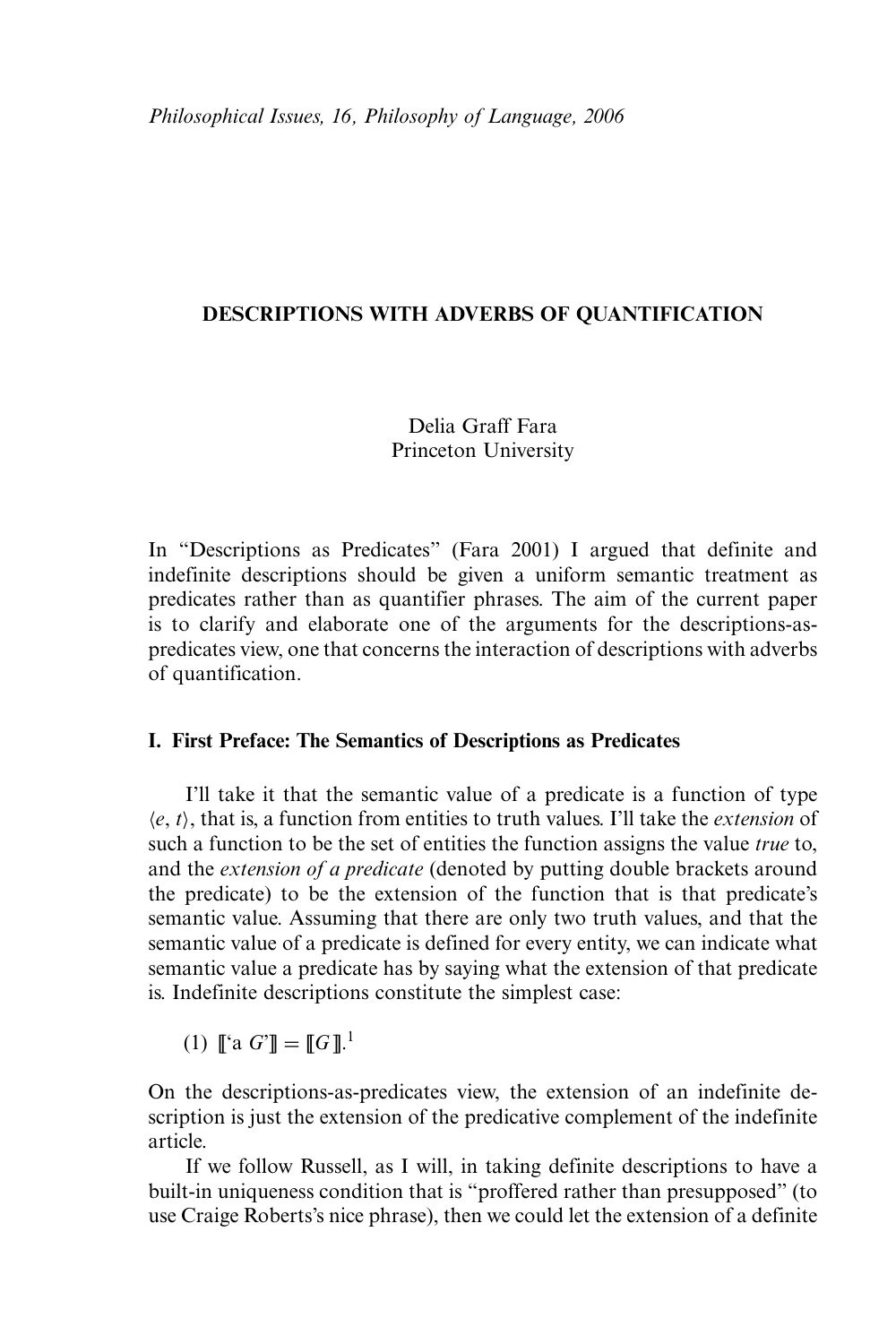*Philosophical Issues, 16, Philosophy of Language, 2006*

# DESCRIPTIONS WITH ADVERBS OF QUANTIFICATION

Delia Graff Fara
Princeton University

In "Descriptions as Predicates" (Fara 2001) I argued that definite and indefinite descriptions should be given a uniform semantic treatment as predicates rather than as quantifier phrases. The aim of the current paper is to clarify and elaborate one of the arguments for the descriptions-as-predicates view, one that concerns the interaction of descriptions with adverbs of quantification.

## I. First Preface: The Semantics of Descriptions as Predicates

I'll take it that the semantic value of a predicate is a function of type $\langle e, t\rangle$, that is, a function from entities to truth values. I'll take the *extension* of such a function to be the set of entities the function assigns the value *true* to, and the *extension of a predicate* (denoted by putting double brackets around the predicate) to be the extension of the function that is that predicate's semantic value. Assuming that there are only two truth values, and that the semantic value of a predicate is defined for every entity, we can indicate what semantic value a predicate has by saying what the extension of that predicate is. Indefinite descriptions constitute the simplest case:

(1) $[\![\text{'a } G\text{'}]\!] = [\![G]\!]$.[1]

On the descriptions-as-predicates view, the extension of an indefinite description is just the extension of the predicative complement of the indefinite article.

If we follow Russell, as I will, in taking definite descriptions to have a built-in uniqueness condition that is "proffered rather than presupposed" (to use Craige Roberts's nice phrase), then we could let the extension of a definite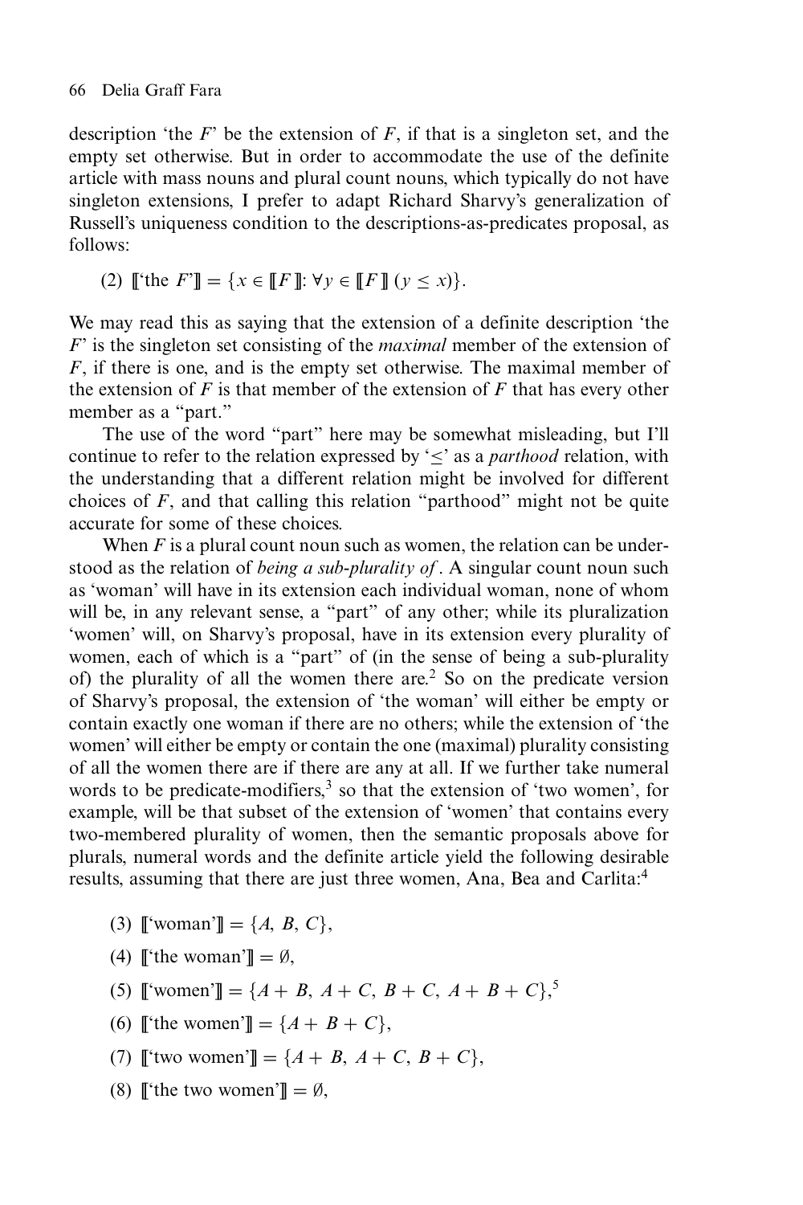description 'the $F$' be the extension of $F$, if that is a singleton set, and the empty set otherwise. But in order to accommodate the use of the definite article with mass nouns and plural count nouns, which typically do not have singleton extensions, I prefer to adapt Richard Sharvy's generalization of Russell's uniqueness condition to the descriptions-as-predicates proposal, as follows:

(2) $[\![\text{'the } F\text{'}]\!] = \{x \in [\![F]\!]: \forall y \in [\![F]\!]\ (y \leq x)\}$.

We may read this as saying that the extension of a definite description 'the $F$' is the singleton set consisting of the *maximal* member of the extension of $F$, if there is one, and is the empty set otherwise. The maximal member of the extension of $F$ is that member of the extension of $F$ that has every other member as a "part."

The use of the word "part" here may be somewhat misleading, but I'll continue to refer to the relation expressed by '$\leq$' as a *parthood* relation, with the understanding that a different relation might be involved for different choices of $F$, and that calling this relation "parthood" might not be quite accurate for some of these choices.

When $F$ is a plural count noun such as women, the relation can be understood as the relation of *being a sub-plurality of*. A singular count noun such as 'woman' will have in its extension each individual woman, none of whom will be, in any relevant sense, a "part" of any other; while its pluralization 'women' will, on Sharvy's proposal, have in its extension every plurality of women, each of which is a "part" of (in the sense of being a sub-plurality of) the plurality of all the women there are.[2] So on the predicate version of Sharvy's proposal, the extension of 'the woman' will either be empty or contain exactly one woman if there are no others; while the extension of 'the women' will either be empty or contain the one (maximal) plurality consisting of all the women there are if there are any at all. If we further take numeral words to be predicate-modifiers,[3] so that the extension of 'two women', for example, will be that subset of the extension of 'women' that contains every two-membered plurality of women, then the semantic proposals above for plurals, numeral words and the definite article yield the following desirable results, assuming that there are just three women, Ana, Bea and Carlita:[4]

(3) $[\![\text{'woman'}]\!] = \{A, B, C\}$,

(4) $[\![\text{'the woman'}]\!] = \emptyset$,

(5) $[\![\text{'women'}]\!] = \{A + B, A + C, B + C, A + B + C\}$,[5]

(6) $[\![\text{'the women'}]\!] = \{A + B + C\}$,

(7) $[\![\text{'two women'}]\!] = \{A + B, A + C, B + C\}$,

(8) $[\![\text{'the two women'}]\!] = \emptyset$,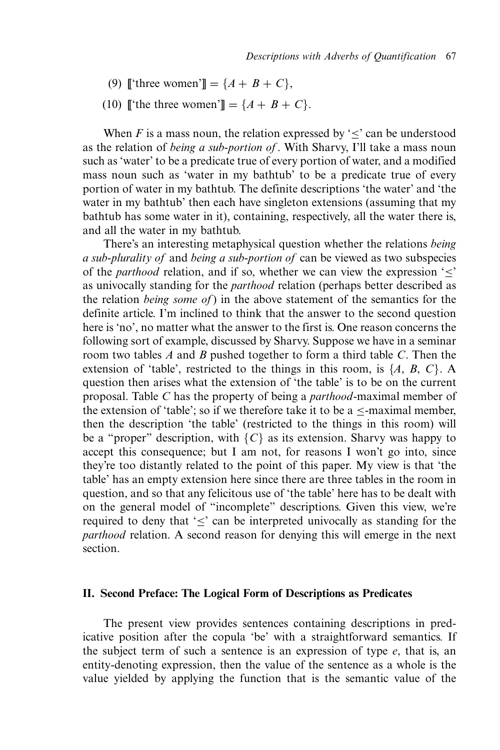(9) $[\![$'three women'$]\!] = \{A + B + C\}$,

(10) $[\![$'the three women'$]\!] = \{A + B + C\}$.

When $F$ is a mass noun, the relation expressed by '$\leq$' can be understood as the relation of *being a sub-portion of*. With Sharvy, I'll take a mass noun such as 'water' to be a predicate true of every portion of water, and a modified mass noun such as 'water in my bathtub' to be a predicate true of every portion of water in my bathtub. The definite descriptions 'the water' and 'the water in my bathtub' then each have singleton extensions (assuming that my bathtub has some water in it), containing, respectively, all the water there is, and all the water in my bathtub.

There's an interesting metaphysical question whether the relations *being a sub-plurality of* and *being a sub-portion of* can be viewed as two subspecies of the *parthood* relation, and if so, whether we can view the expression '$\leq$' as univocally standing for the *parthood* relation (perhaps better described as the relation *being some of*) in the above statement of the semantics for the definite article. I'm inclined to think that the answer to the second question here is 'no', no matter what the answer to the first is. One reason concerns the following sort of example, discussed by Sharvy. Suppose we have in a seminar room two tables $A$ and $B$ pushed together to form a third table $C$. Then the extension of 'table', restricted to the things in this room, is $\{A, B, C\}$. A question then arises what the extension of 'the table' is to be on the current proposal. Table $C$ has the property of being a *parthood*-maximal member of the extension of 'table'; so if we therefore take it to be a $\leq$-maximal member, then the description 'the table' (restricted to the things in this room) will be a "proper" description, with $\{C\}$ as its extension. Sharvy was happy to accept this consequence; but I am not, for reasons I won't go into, since they're too distantly related to the point of this paper. My view is that 'the table' has an empty extension here since there are three tables in the room in question, and so that any felicitous use of 'the table' here has to be dealt with on the general model of "incomplete" descriptions. Given this view, we're required to deny that '$\leq$' can be interpreted univocally as standing for the *parthood* relation. A second reason for denying this will emerge in the next section.

## II. Second Preface: The Logical Form of Descriptions as Predicates

The present view provides sentences containing descriptions in predicative position after the copula 'be' with a straightforward semantics. If the subject term of such a sentence is an expression of type $e$, that is, an entity-denoting expression, then the value of the sentence as a whole is the value yielded by applying the function that is the semantic value of the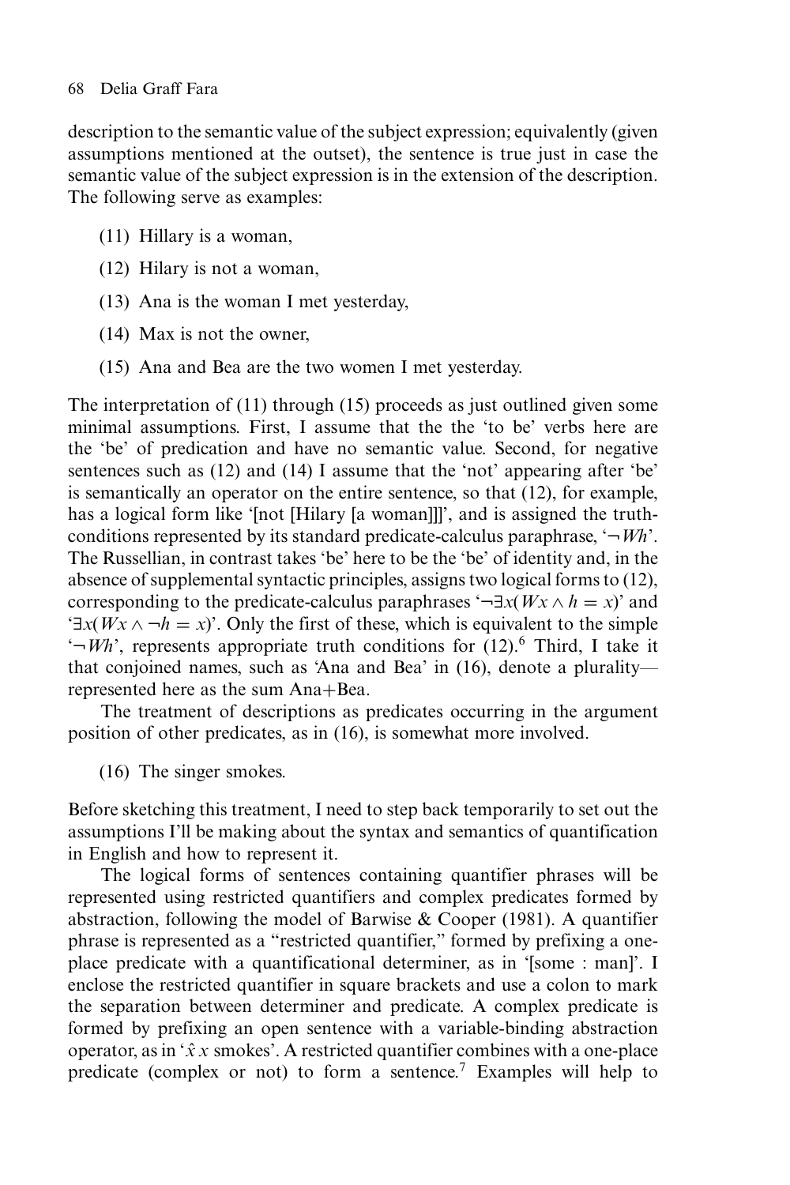description to the semantic value of the subject expression; equivalently (given assumptions mentioned at the outset), the sentence is true just in case the semantic value of the subject expression is in the extension of the description. The following serve as examples:

(11) Hillary is a woman,

(12) Hilary is not a woman,

(13) Ana is the woman I met yesterday,

(14) Max is not the owner,

(15) Ana and Bea are the two women I met yesterday.

The interpretation of (11) through (15) proceeds as just outlined given some minimal assumptions. First, I assume that the the 'to be' verbs here are the 'be' of predication and have no semantic value. Second, for negative sentences such as (12) and (14) I assume that the 'not' appearing after 'be' is semantically an operator on the entire sentence, so that (12), for example, has a logical form like '[not [Hilary [a woman]]]', and is assigned the truth-conditions represented by its standard predicate-calculus paraphrase, '$\neg Wh$'. The Russellian, in contrast takes 'be' here to be the 'be' of identity and, in the absence of supplemental syntactic principles, assigns two logical forms to (12), corresponding to the predicate-calculus paraphrases '$\neg\exists x(Wx \wedge h = x)$' and '$\exists x(Wx \wedge \neg h = x)$'. Only the first of these, which is equivalent to the simple '$\neg Wh$', represents appropriate truth conditions for (12).[6] Third, I take it that conjoined names, such as 'Ana and Bea' in (16), denote a plurality—represented here as the sum Ana+Bea.

The treatment of descriptions as predicates occurring in the argument position of other predicates, as in (16), is somewhat more involved.

(16) The singer smokes.

Before sketching this treatment, I need to step back temporarily to set out the assumptions I'll be making about the syntax and semantics of quantification in English and how to represent it.

The logical forms of sentences containing quantifier phrases will be represented using restricted quantifiers and complex predicates formed by abstraction, following the model of Barwise & Cooper (1981). A quantifier phrase is represented as a "restricted quantifier," formed by prefixing a one-place predicate with a quantificational determiner, as in '[some : man]'. I enclose the restricted quantifier in square brackets and use a colon to mark the separation between determiner and predicate. A complex predicate is formed by prefixing an open sentence with a variable-binding abstraction operator, as in '$\hat{x}\, x$ smokes'. A restricted quantifier combines with a one-place predicate (complex or not) to form a sentence.[7] Examples will help to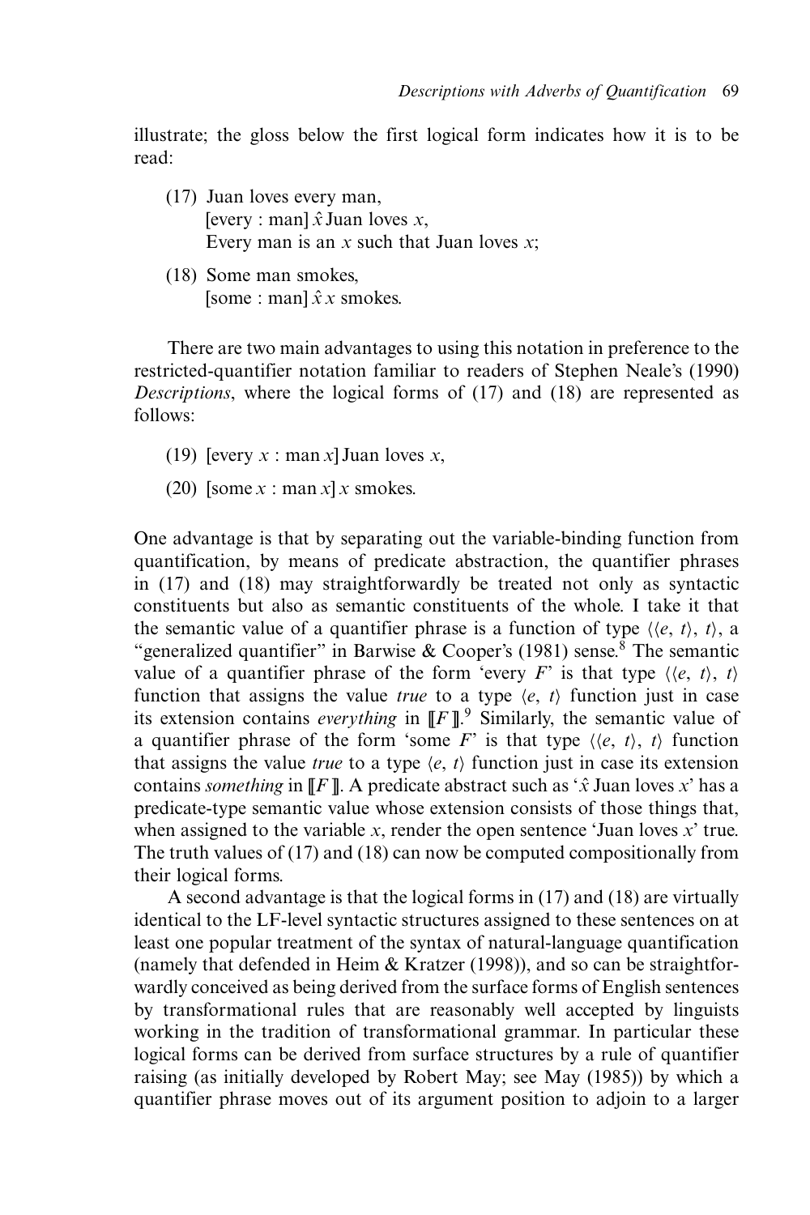illustrate; the gloss below the first logical form indicates how it is to be read:

(17) Juan loves every man,
     [every : man] $\hat{x}$ Juan loves $x$,
     Every man is an $x$ such that Juan loves $x$;

(18) Some man smokes,
     [some : man] $\hat{x}$ $x$ smokes.

There are two main advantages to using this notation in preference to the restricted-quantifier notation familiar to readers of Stephen Neale's (1990) *Descriptions*, where the logical forms of (17) and (18) are represented as follows:

(19) [every $x$ : man $x$] Juan loves $x$,

(20) [some $x$ : man $x$] $x$ smokes.

One advantage is that by separating out the variable-binding function from quantification, by means of predicate abstraction, the quantifier phrases in (17) and (18) may straightforwardly be treated not only as syntactic constituents but also as semantic constituents of the whole. I take it that the semantic value of a quantifier phrase is a function of type $\langle\langle e, t\rangle, t\rangle$, a "generalized quantifier" in Barwise & Cooper's (1981) sense.[8] The semantic value of a quantifier phrase of the form 'every $F$' is that type $\langle\langle e, t\rangle, t\rangle$ function that assigns the value *true* to a type $\langle e, t\rangle$ function just in case its extension contains *everything* in $[\![F]\!]$.[9] Similarly, the semantic value of a quantifier phrase of the form 'some $F$' is that type $\langle\langle e, t\rangle, t\rangle$ function that assigns the value *true* to a type $\langle e, t\rangle$ function just in case its extension contains *something* in $[\![F]\!]$. A predicate abstract such as '$\hat{x}$ Juan loves $x$' has a predicate-type semantic value whose extension consists of those things that, when assigned to the variable $x$, render the open sentence 'Juan loves $x$' true. The truth values of (17) and (18) can now be computed compositionally from their logical forms.

A second advantage is that the logical forms in (17) and (18) are virtually identical to the LF-level syntactic structures assigned to these sentences on at least one popular treatment of the syntax of natural-language quantification (namely that defended in Heim & Kratzer (1998)), and so can be straightforwardly conceived as being derived from the surface forms of English sentences by transformational rules that are reasonably well accepted by linguists working in the tradition of transformational grammar. In particular these logical forms can be derived from surface structures by a rule of quantifier raising (as initially developed by Robert May; see May (1985)) by which a quantifier phrase moves out of its argument position to adjoin to a larger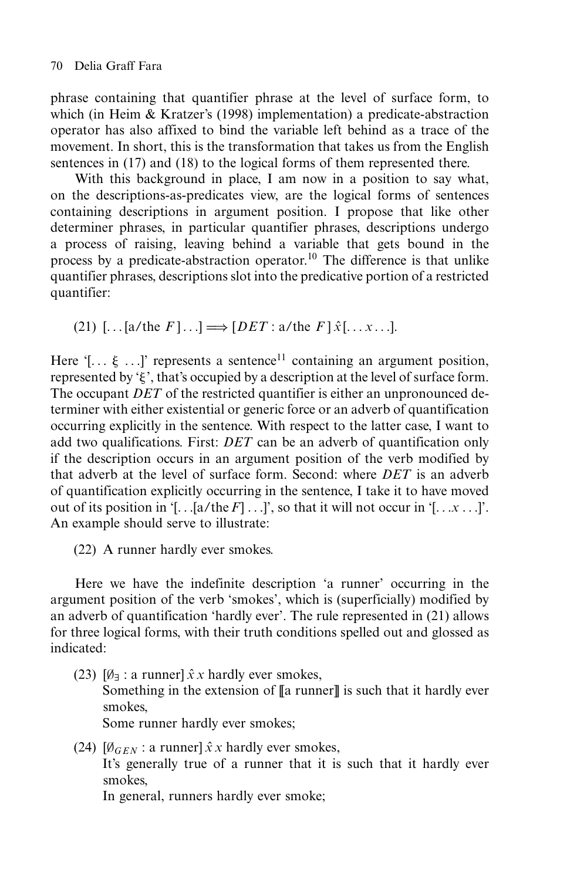phrase containing that quantifier phrase at the level of surface form, to which (in Heim & Kratzer's (1998) implementation) a predicate-abstraction operator has also affixed to bind the variable left behind as a trace of the movement. In short, this is the transformation that takes us from the English sentences in (17) and (18) to the logical forms of them represented there.

With this background in place, I am now in a position to say what, on the descriptions-as-predicates view, are the logical forms of sentences containing descriptions in argument position. I propose that like other determiner phrases, in particular quantifier phrases, descriptions undergo a process of raising, leaving behind a variable that gets bound in the process by a predicate-abstraction operator.[10] The difference is that unlike quantifier phrases, descriptions slot into the predicative portion of a restricted quantifier:

(21) $[\ldots[\text{a/the } F]\ldots] \Longrightarrow [DET : \text{a/the } F]\,\hat{x}[\ldots x \ldots]$.

Here '$[\ldots\, \xi\, \ldots]$' represents a sentence[11] containing an argument position, represented by '$\xi$', that's occupied by a description at the level of surface form. The occupant *DET* of the restricted quantifier is either an unpronounced determiner with either existential or generic force or an adverb of quantification occurring explicitly in the sentence. With respect to the latter case, I want to add two qualifications. First: *DET* can be an adverb of quantification only if the description occurs in an argument position of the verb modified by that adverb at the level of surface form. Second: where *DET* is an adverb of quantification explicitly occurring in the sentence, I take it to have moved out of its position in '$[\ldots[\text{a/the } F]\ldots]$', so that it will not occur in '$[\ldots x \ldots]$'. An example should serve to illustrate:

(22) A runner hardly ever smokes.

Here we have the indefinite description 'a runner' occurring in the argument position of the verb 'smokes', which is (superficially) modified by an adverb of quantification 'hardly ever'. The rule represented in (21) allows for three logical forms, with their truth conditions spelled out and glossed as indicated:

(23) $[\emptyset_{\exists} : \text{a runner}]\,\hat{x}\, x$ hardly ever smokes,
Something in the extension of $[\![\text{a runner}]\!]$ is such that it hardly ever smokes,
Some runner hardly ever smokes;

(24) $[\emptyset_{GEN} : \text{a runner}]\,\hat{x}\, x$ hardly ever smokes,
It's generally true of a runner that it is such that it hardly ever smokes,
In general, runners hardly ever smoke;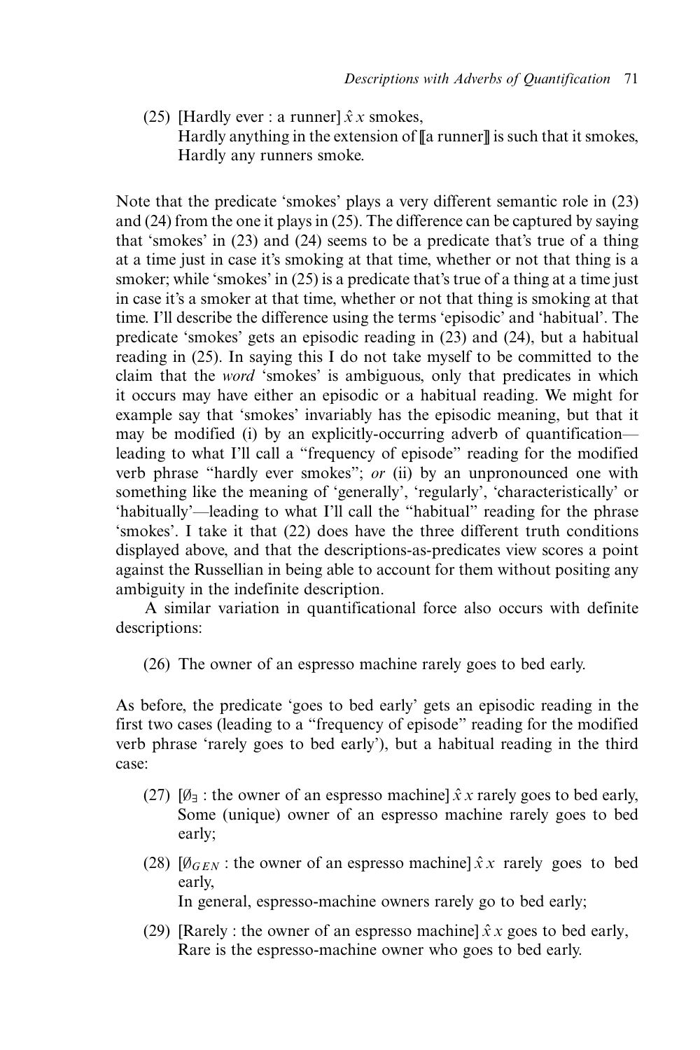(25) [Hardly ever : a runner] $\hat{x}\,x$ smokes,
Hardly anything in the extension of ⟦a runner⟧ is such that it smokes,
Hardly any runners smoke.

Note that the predicate 'smokes' plays a very different semantic role in (23) and (24) from the one it plays in (25). The difference can be captured by saying that 'smokes' in (23) and (24) seems to be a predicate that's true of a thing at a time just in case it's smoking at that time, whether or not that thing is a smoker; while 'smokes' in (25) is a predicate that's true of a thing at a time just in case it's a smoker at that time, whether or not that thing is smoking at that time. I'll describe the difference using the terms 'episodic' and 'habitual'. The predicate 'smokes' gets an episodic reading in (23) and (24), but a habitual reading in (25). In saying this I do not take myself to be committed to the claim that the *word* 'smokes' is ambiguous, only that predicates in which it occurs may have either an episodic or a habitual reading. We might for example say that 'smokes' invariably has the episodic meaning, but that it may be modified (i) by an explicitly-occurring adverb of quantification—leading to what I'll call a "frequency of episode" reading for the modified verb phrase "hardly ever smokes"; *or* (ii) by an unpronounced one with something like the meaning of 'generally', 'regularly', 'characteristically' or 'habitually'—leading to what I'll call the "habitual" reading for the phrase 'smokes'. I take it that (22) does have the three different truth conditions displayed above, and that the descriptions-as-predicates view scores a point against the Russellian in being able to account for them without positing any ambiguity in the indefinite description.

A similar variation in quantificational force also occurs with definite descriptions:

(26) The owner of an espresso machine rarely goes to bed early.

As before, the predicate 'goes to bed early' gets an episodic reading in the first two cases (leading to a "frequency of episode" reading for the modified verb phrase 'rarely goes to bed early'), but a habitual reading in the third case:

(27) [$\emptyset_{\exists}$ : the owner of an espresso machine] $\hat{x}\,x$ rarely goes to bed early,
Some (unique) owner of an espresso machine rarely goes to bed early;

(28) [$\emptyset_{GEN}$ : the owner of an espresso machine] $\hat{x}\,x$ rarely goes to bed early,
In general, espresso-machine owners rarely go to bed early;

(29) [Rarely : the owner of an espresso machine] $\hat{x}\,x$ goes to bed early,
Rare is the espresso-machine owner who goes to bed early.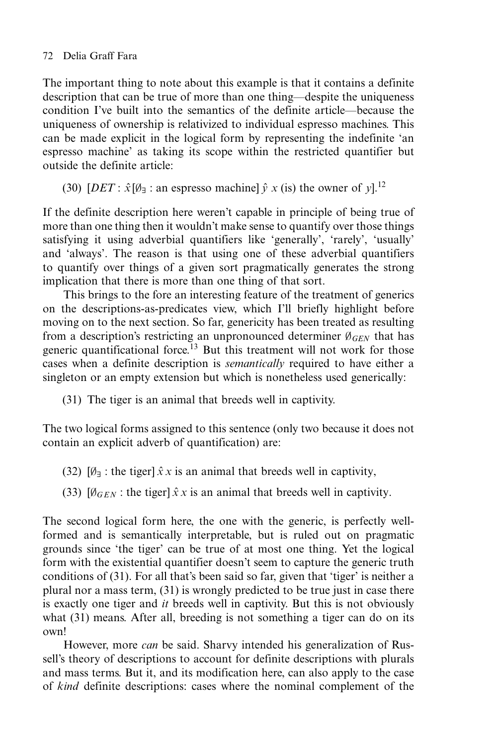The important thing to note about this example is that it contains a definite description that can be true of more than one thing—despite the uniqueness condition I've built into the semantics of the definite article—because the uniqueness of ownership is relativized to individual espresso machines. This can be made explicit in the logical form by representing the indefinite 'an espresso machine' as taking its scope within the restricted quantifier but outside the definite article:

(30) $[DET : \hat{x}[\emptyset_\exists$ : an espresso machine$]\, \hat{y}\ x$ (is) the owner of $y]$.[12]

If the definite description here weren't capable in principle of being true of more than one thing then it wouldn't make sense to quantify over those things satisfying it using adverbial quantifiers like 'generally', 'rarely', 'usually' and 'always'. The reason is that using one of these adverbial quantifiers to quantify over things of a given sort pragmatically generates the strong implication that there is more than one thing of that sort.

This brings to the fore an interesting feature of the treatment of generics on the descriptions-as-predicates view, which I'll briefly highlight before moving on to the next section. So far, genericity has been treated as resulting from a description's restricting an unpronounced determiner $\emptyset_{GEN}$ that has generic quantificational force.[13] But this treatment will not work for those cases when a definite description is *semantically* required to have either a singleton or an empty extension but which is nonetheless used generically:

(31) The tiger is an animal that breeds well in captivity.

The two logical forms assigned to this sentence (only two because it does not contain an explicit adverb of quantification) are:

(32) $[\emptyset_\exists$ : the tiger$]\, \hat{x}\, x$ is an animal that breeds well in captivity,

(33) $[\emptyset_{GEN}$ : the tiger$]\, \hat{x}\, x$ is an animal that breeds well in captivity.

The second logical form here, the one with the generic, is perfectly well-formed and is semantically interpretable, but is ruled out on pragmatic grounds since 'the tiger' can be true of at most one thing. Yet the logical form with the existential quantifier doesn't seem to capture the generic truth conditions of (31). For all that's been said so far, given that 'tiger' is neither a plural nor a mass term, (31) is wrongly predicted to be true just in case there is exactly one tiger and *it* breeds well in captivity. But this is not obviously what (31) means. After all, breeding is not something a tiger can do on its own!

However, more *can* be said. Sharvy intended his generalization of Russell's theory of descriptions to account for definite descriptions with plurals and mass terms. But it, and its modification here, can also apply to the case of *kind* definite descriptions: cases where the nominal complement of the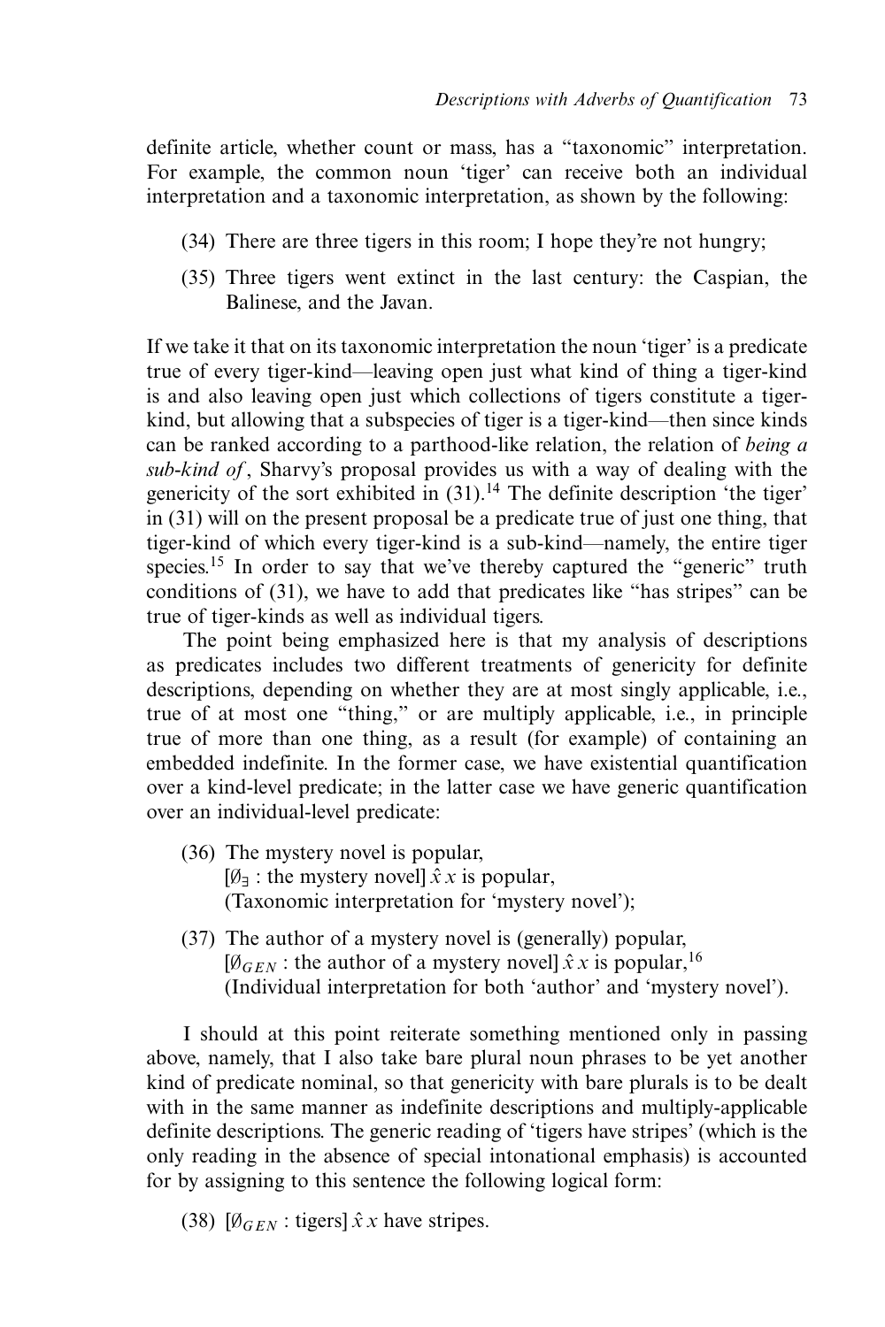definite article, whether count or mass, has a "taxonomic" interpretation. For example, the common noun 'tiger' can receive both an individual interpretation and a taxonomic interpretation, as shown by the following:

(34) There are three tigers in this room; I hope they're not hungry;

(35) Three tigers went extinct in the last century: the Caspian, the Balinese, and the Javan.

If we take it that on its taxonomic interpretation the noun 'tiger' is a predicate true of every tiger-kind—leaving open just what kind of thing a tiger-kind is and also leaving open just which collections of tigers constitute a tiger-kind, but allowing that a subspecies of tiger is a tiger-kind—then since kinds can be ranked according to a parthood-like relation, the relation of *being a sub-kind of*, Sharvy's proposal provides us with a way of dealing with the genericity of the sort exhibited in (31).[14] The definite description 'the tiger' in (31) will on the present proposal be a predicate true of just one thing, that tiger-kind of which every tiger-kind is a sub-kind—namely, the entire tiger species.[15] In order to say that we've thereby captured the "generic" truth conditions of (31), we have to add that predicates like "has stripes" can be true of tiger-kinds as well as individual tigers.

The point being emphasized here is that my analysis of descriptions as predicates includes two different treatments of genericity for definite descriptions, depending on whether they are at most singly applicable, i.e., true of at most one "thing," or are multiply applicable, i.e., in principle true of more than one thing, as a result (for example) of containing an embedded indefinite. In the former case, we have existential quantification over a kind-level predicate; in the latter case we have generic quantification over an individual-level predicate:

(36) The mystery novel is popular,
$[\emptyset_{\exists}$ : the mystery novel$]\,\hat{x}\,x$ is popular,
(Taxonomic interpretation for 'mystery novel');

(37) The author of a mystery novel is (generally) popular,
$[\emptyset_{GEN}$ : the author of a mystery novel$]\,\hat{x}\,x$ is popular,[16]
(Individual interpretation for both 'author' and 'mystery novel').

I should at this point reiterate something mentioned only in passing above, namely, that I also take bare plural noun phrases to be yet another kind of predicate nominal, so that genericity with bare plurals is to be dealt with in the same manner as indefinite descriptions and multiply-applicable definite descriptions. The generic reading of 'tigers have stripes' (which is the only reading in the absence of special intonational emphasis) is accounted for by assigning to this sentence the following logical form:

(38) $[\emptyset_{GEN}$ : tigers$]\,\hat{x}\,x$ have stripes.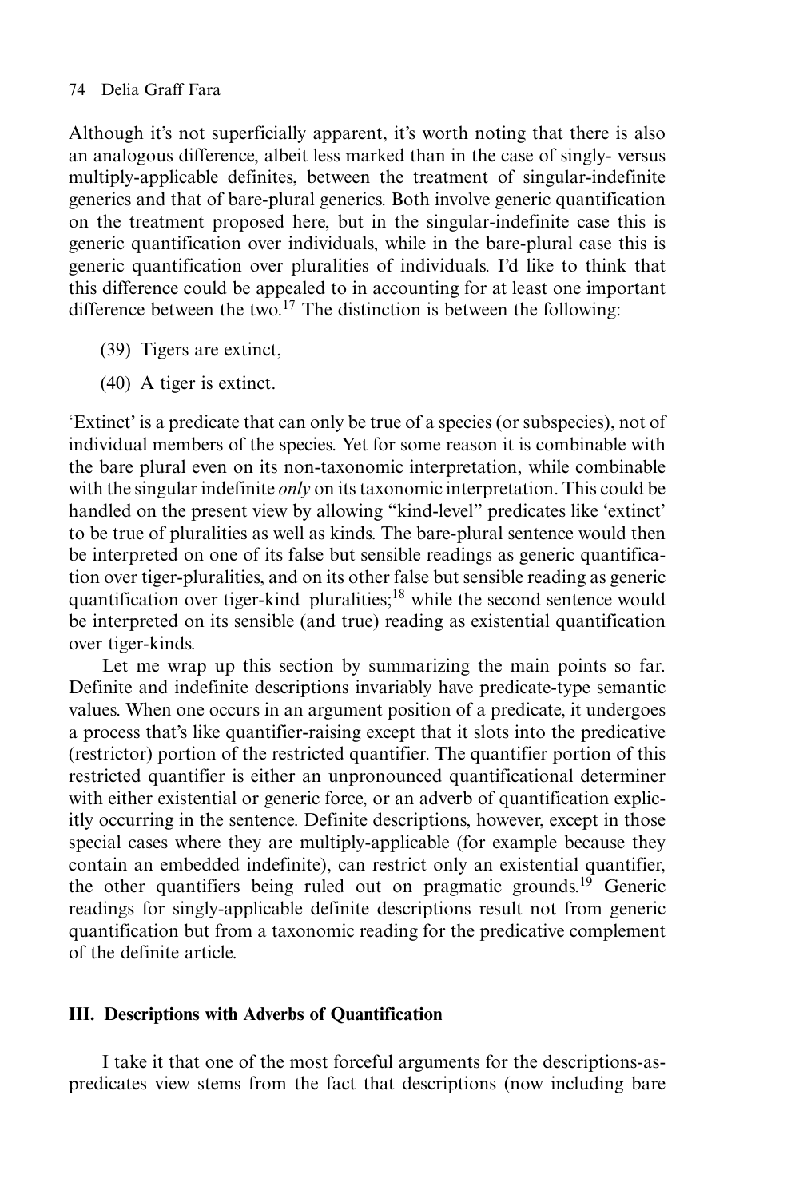Although it's not superficially apparent, it's worth noting that there is also an analogous difference, albeit less marked than in the case of singly- versus multiply-applicable definites, between the treatment of singular-indefinite generics and that of bare-plural generics. Both involve generic quantification on the treatment proposed here, but in the singular-indefinite case this is generic quantification over individuals, while in the bare-plural case this is generic quantification over pluralities of individuals. I'd like to think that this difference could be appealed to in accounting for at least one important difference between the two.[17] The distinction is between the following:

(39) Tigers are extinct,

(40) A tiger is extinct.

'Extinct' is a predicate that can only be true of a species (or subspecies), not of individual members of the species. Yet for some reason it is combinable with the bare plural even on its non-taxonomic interpretation, while combinable with the singular indefinite *only* on its taxonomic interpretation. This could be handled on the present view by allowing "kind-level" predicates like 'extinct' to be true of pluralities as well as kinds. The bare-plural sentence would then be interpreted on one of its false but sensible readings as generic quantification over tiger-pluralities, and on its other false but sensible reading as generic quantification over tiger-kind–pluralities;[18] while the second sentence would be interpreted on its sensible (and true) reading as existential quantification over tiger-kinds.

Let me wrap up this section by summarizing the main points so far. Definite and indefinite descriptions invariably have predicate-type semantic values. When one occurs in an argument position of a predicate, it undergoes a process that's like quantifier-raising except that it slots into the predicative (restrictor) portion of the restricted quantifier. The quantifier portion of this restricted quantifier is either an unpronounced quantificational determiner with either existential or generic force, or an adverb of quantification explicitly occurring in the sentence. Definite descriptions, however, except in those special cases where they are multiply-applicable (for example because they contain an embedded indefinite), can restrict only an existential quantifier, the other quantifiers being ruled out on pragmatic grounds.[19] Generic readings for singly-applicable definite descriptions result not from generic quantification but from a taxonomic reading for the predicative complement of the definite article.

## III. Descriptions with Adverbs of Quantification

I take it that one of the most forceful arguments for the descriptions-as-predicates view stems from the fact that descriptions (now including bare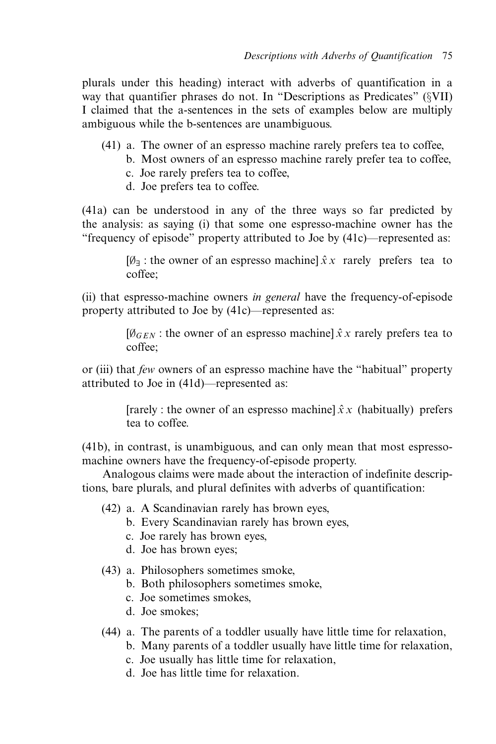plurals under this heading) interact with adverbs of quantification in a way that quantifier phrases do not. In "Descriptions as Predicates" (§VII) I claimed that the a-sentences in the sets of examples below are multiply ambiguous while the b-sentences are unambiguous.

(41) a. The owner of an espresso machine rarely prefers tea to coffee,
   b. Most owners of an espresso machine rarely prefer tea to coffee,
   c. Joe rarely prefers tea to coffee,
   d. Joe prefers tea to coffee.

(41a) can be understood in any of the three ways so far predicted by the analysis: as saying (i) that some one espresso-machine owner has the "frequency of episode" property attributed to Joe by (41c)—represented as:

> [$\emptyset_{\exists}$ : the owner of an espresso machine] $\hat{x}\,x$ rarely prefers tea to coffee;

(ii) that espresso-machine owners *in general* have the frequency-of-episode property attributed to Joe by (41c)—represented as:

> [$\emptyset_{GEN}$ : the owner of an espresso machine] $\hat{x}\,x$ rarely prefers tea to coffee;

or (iii) that *few* owners of an espresso machine have the "habitual" property attributed to Joe in (41d)—represented as:

> [rarely : the owner of an espresso machine] $\hat{x}\,x$ (habitually) prefers tea to coffee.

(41b), in contrast, is unambiguous, and can only mean that most espresso-machine owners have the frequency-of-episode property.

Analogous claims were made about the interaction of indefinite descriptions, bare plurals, and plural definites with adverbs of quantification:

(42) a. A Scandinavian rarely has brown eyes,
   b. Every Scandinavian rarely has brown eyes,
   c. Joe rarely has brown eyes,
   d. Joe has brown eyes;

(43) a. Philosophers sometimes smoke,
   b. Both philosophers sometimes smoke,
   c. Joe sometimes smokes,
   d. Joe smokes;

(44) a. The parents of a toddler usually have little time for relaxation,
   b. Many parents of a toddler usually have little time for relaxation,
   c. Joe usually has little time for relaxation,
   d. Joe has little time for relaxation.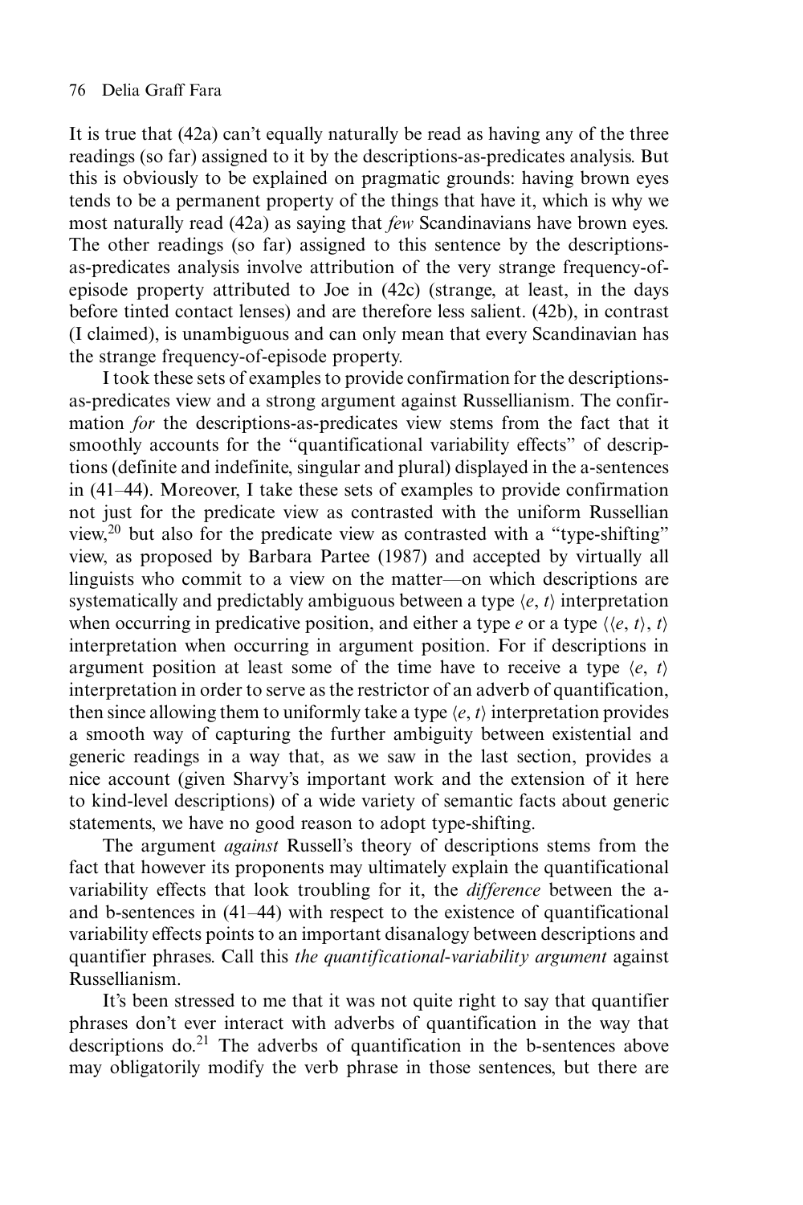It is true that (42a) can't equally naturally be read as having any of the three readings (so far) assigned to it by the descriptions-as-predicates analysis. But this is obviously to be explained on pragmatic grounds: having brown eyes tends to be a permanent property of the things that have it, which is why we most naturally read (42a) as saying that *few* Scandinavians have brown eyes. The other readings (so far) assigned to this sentence by the descriptions-as-predicates analysis involve attribution of the very strange frequency-of-episode property attributed to Joe in (42c) (strange, at least, in the days before tinted contact lenses) and are therefore less salient. (42b), in contrast (I claimed), is unambiguous and can only mean that every Scandinavian has the strange frequency-of-episode property.

I took these sets of examples to provide confirmation for the descriptions-as-predicates view and a strong argument against Russellianism. The confirmation *for* the descriptions-as-predicates view stems from the fact that it smoothly accounts for the "quantificational variability effects" of descriptions (definite and indefinite, singular and plural) displayed in the a-sentences in (41–44). Moreover, I take these sets of examples to provide confirmation not just for the predicate view as contrasted with the uniform Russellian view,[20] but also for the predicate view as contrasted with a "type-shifting" view, as proposed by Barbara Partee (1987) and accepted by virtually all linguists who commit to a view on the matter—on which descriptions are systematically and predictably ambiguous between a type $\langle e, t\rangle$ interpretation when occurring in predicative position, and either a type $e$ or a type $\langle\langle e, t\rangle, t\rangle$ interpretation when occurring in argument position. For if descriptions in argument position at least some of the time have to receive a type $\langle e, t\rangle$ interpretation in order to serve as the restrictor of an adverb of quantification, then since allowing them to uniformly take a type $\langle e, t\rangle$ interpretation provides a smooth way of capturing the further ambiguity between existential and generic readings in a way that, as we saw in the last section, provides a nice account (given Sharvy's important work and the extension of it here to kind-level descriptions) of a wide variety of semantic facts about generic statements, we have no good reason to adopt type-shifting.

The argument *against* Russell's theory of descriptions stems from the fact that however its proponents may ultimately explain the quantificational variability effects that look troubling for it, the *difference* between the a- and b-sentences in (41–44) with respect to the existence of quantificational variability effects points to an important disanalogy between descriptions and quantifier phrases. Call this *the quantificational-variability argument* against Russellianism.

It's been stressed to me that it was not quite right to say that quantifier phrases don't ever interact with adverbs of quantification in the way that descriptions do.[21] The adverbs of quantification in the b-sentences above may obligatorily modify the verb phrase in those sentences, but there are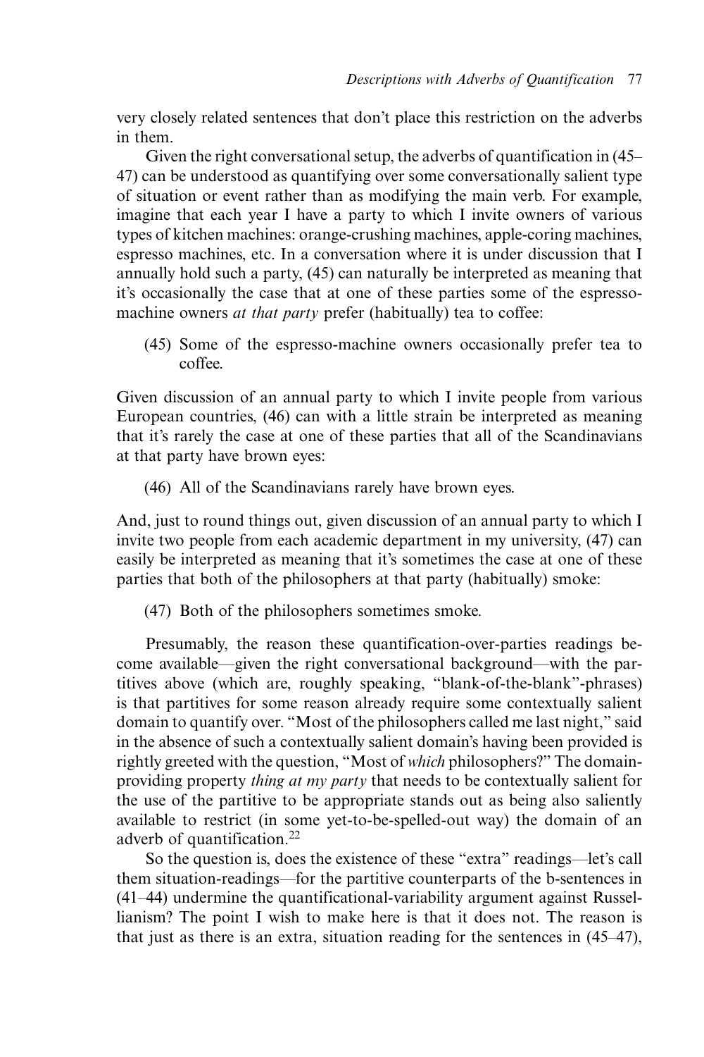very closely related sentences that don't place this restriction on the adverbs in them.

Given the right conversational setup, the adverbs of quantification in (45–47) can be understood as quantifying over some conversationally salient type of situation or event rather than as modifying the main verb. For example, imagine that each year I have a party to which I invite owners of various types of kitchen machines: orange-crushing machines, apple-coring machines, espresso machines, etc. In a conversation where it is under discussion that I annually hold such a party, (45) can naturally be interpreted as meaning that it's occasionally the case that at one of these parties some of the espresso-machine owners *at that party* prefer (habitually) tea to coffee:

(45) Some of the espresso-machine owners occasionally prefer tea to coffee.

Given discussion of an annual party to which I invite people from various European countries, (46) can with a little strain be interpreted as meaning that it's rarely the case at one of these parties that all of the Scandinavians at that party have brown eyes:

(46) All of the Scandinavians rarely have brown eyes.

And, just to round things out, given discussion of an annual party to which I invite two people from each academic department in my university, (47) can easily be interpreted as meaning that it's sometimes the case at one of these parties that both of the philosophers at that party (habitually) smoke:

(47) Both of the philosophers sometimes smoke.

Presumably, the reason these quantification-over-parties readings become available—given the right conversational background—with the partitives above (which are, roughly speaking, "blank-of-the-blank"-phrases) is that partitives for some reason already require some contextually salient domain to quantify over. "Most of the philosophers called me last night," said in the absence of such a contextually salient domain's having been provided is rightly greeted with the question, "Most of *which* philosophers?" The domain-providing property *thing at my party* that needs to be contextually salient for the use of the partitive to be appropriate stands out as being also saliently available to restrict (in some yet-to-be-spelled-out way) the domain of an adverb of quantification.[22]

So the question is, does the existence of these "extra" readings—let's call them situation-readings—for the partitive counterparts of the b-sentences in (41–44) undermine the quantificational-variability argument against Russellianism? The point I wish to make here is that it does not. The reason is that just as there is an extra, situation reading for the sentences in (45–47),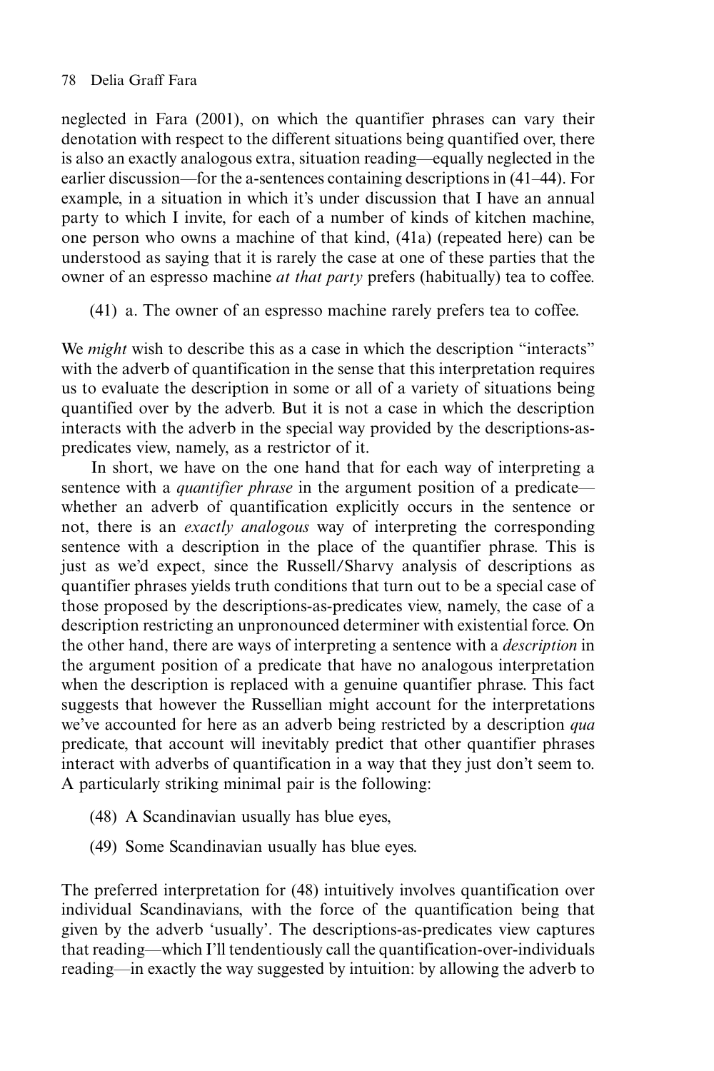neglected in Fara (2001), on which the quantifier phrases can vary their denotation with respect to the different situations being quantified over, there is also an exactly analogous extra, situation reading—equally neglected in the earlier discussion—for the a-sentences containing descriptions in (41–44). For example, in a situation in which it's under discussion that I have an annual party to which I invite, for each of a number of kinds of kitchen machine, one person who owns a machine of that kind, (41a) (repeated here) can be understood as saying that it is rarely the case at one of these parties that the owner of an espresso machine *at that party* prefers (habitually) tea to coffee.

(41) a. The owner of an espresso machine rarely prefers tea to coffee.

We *might* wish to describe this as a case in which the description "interacts" with the adverb of quantification in the sense that this interpretation requires us to evaluate the description in some or all of a variety of situations being quantified over by the adverb. But it is not a case in which the description interacts with the adverb in the special way provided by the descriptions-as-predicates view, namely, as a restrictor of it.

In short, we have on the one hand that for each way of interpreting a sentence with a *quantifier phrase* in the argument position of a predicate—whether an adverb of quantification explicitly occurs in the sentence or not, there is an *exactly analogous* way of interpreting the corresponding sentence with a description in the place of the quantifier phrase. This is just as we'd expect, since the Russell/Sharvy analysis of descriptions as quantifier phrases yields truth conditions that turn out to be a special case of those proposed by the descriptions-as-predicates view, namely, the case of a description restricting an unpronounced determiner with existential force. On the other hand, there are ways of interpreting a sentence with a *description* in the argument position of a predicate that have no analogous interpretation when the description is replaced with a genuine quantifier phrase. This fact suggests that however the Russellian might account for the interpretations we've accounted for here as an adverb being restricted by a description *qua* predicate, that account will inevitably predict that other quantifier phrases interact with adverbs of quantification in a way that they just don't seem to. A particularly striking minimal pair is the following:

(48) A Scandinavian usually has blue eyes,

(49) Some Scandinavian usually has blue eyes.

The preferred interpretation for (48) intuitively involves quantification over individual Scandinavians, with the force of the quantification being that given by the adverb 'usually'. The descriptions-as-predicates view captures that reading—which I'll tendentiously call the quantification-over-individuals reading—in exactly the way suggested by intuition: by allowing the adverb to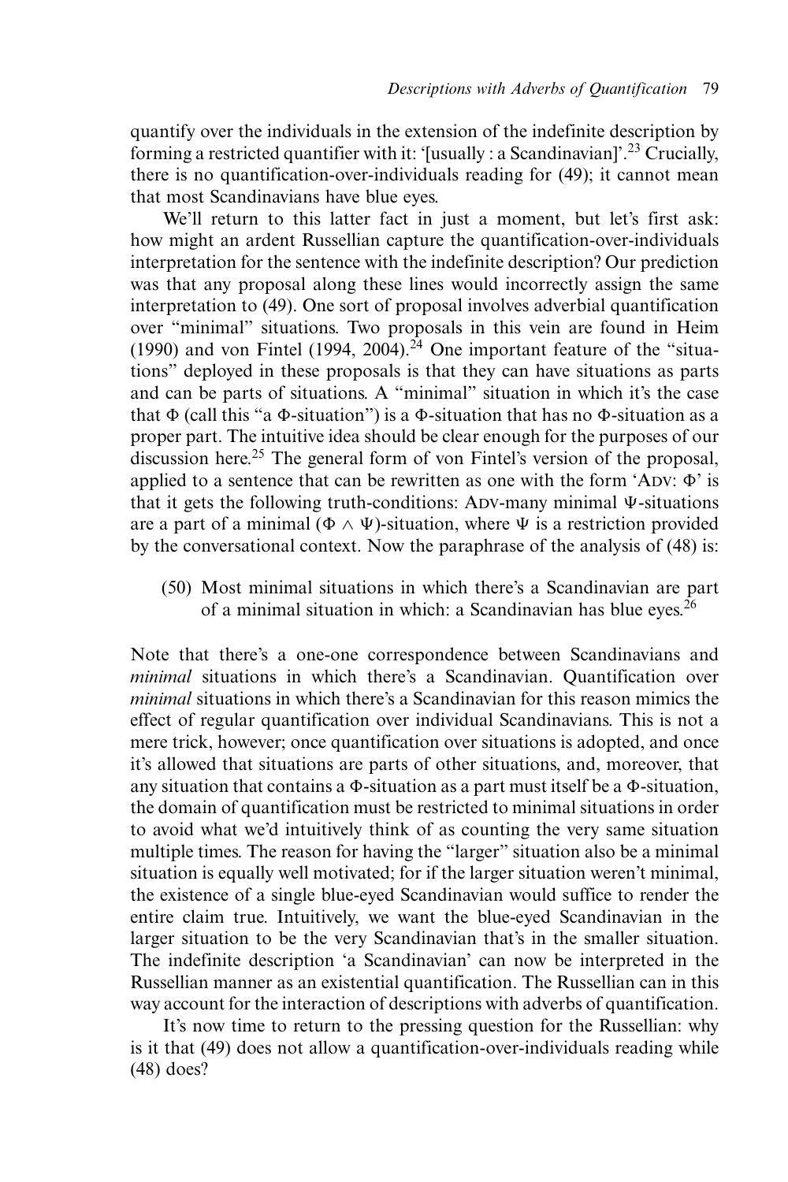quantify over the individuals in the extension of the indefinite description by forming a restricted quantifier with it: '[usually : a Scandinavian]'.[23] Crucially, there is no quantification-over-individuals reading for (49); it cannot mean that most Scandinavians have blue eyes.

We'll return to this latter fact in just a moment, but let's first ask: how might an ardent Russellian capture the quantification-over-individuals interpretation for the sentence with the indefinite description? Our prediction was that any proposal along these lines would incorrectly assign the same interpretation to (49). One sort of proposal involves adverbial quantification over "minimal" situations. Two proposals in this vein are found in Heim (1990) and von Fintel (1994, 2004).[24] One important feature of the "situations" deployed in these proposals is that they can have situations as parts and can be parts of situations. A "minimal" situation in which it's the case that $\Phi$ (call this "a $\Phi$-situation") is a $\Phi$-situation that has no $\Phi$-situation as a proper part. The intuitive idea should be clear enough for the purposes of our discussion here.[25] The general form of von Fintel's version of the proposal, applied to a sentence that can be rewritten as one with the form 'ADV: $\Phi$' is that it gets the following truth-conditions: ADV-many minimal $\Psi$-situations are a part of a minimal $(\Phi \wedge \Psi)$-situation, where $\Psi$ is a restriction provided by the conversational context. Now the paraphrase of the analysis of (48) is:

(50) Most minimal situations in which there's a Scandinavian are part of a minimal situation in which: a Scandinavian has blue eyes.[26]

Note that there's a one-one correspondence between Scandinavians and *minimal* situations in which there's a Scandinavian. Quantification over *minimal* situations in which there's a Scandinavian for this reason mimics the effect of regular quantification over individual Scandinavians. This is not a mere trick, however; once quantification over situations is adopted, and once it's allowed that situations are parts of other situations, and, moreover, that any situation that contains a $\Phi$-situation as a part must itself be a $\Phi$-situation, the domain of quantification must be restricted to minimal situations in order to avoid what we'd intuitively think of as counting the very same situation multiple times. The reason for having the "larger" situation also be a minimal situation is equally well motivated; for if the larger situation weren't minimal, the existence of a single blue-eyed Scandinavian would suffice to render the entire claim true. Intuitively, we want the blue-eyed Scandinavian in the larger situation to be the very Scandinavian that's in the smaller situation. The indefinite description 'a Scandinavian' can now be interpreted in the Russellian manner as an existential quantification. The Russellian can in this way account for the interaction of descriptions with adverbs of quantification.

It's now time to return to the pressing question for the Russellian: why is it that (49) does not allow a quantification-over-individuals reading while (48) does?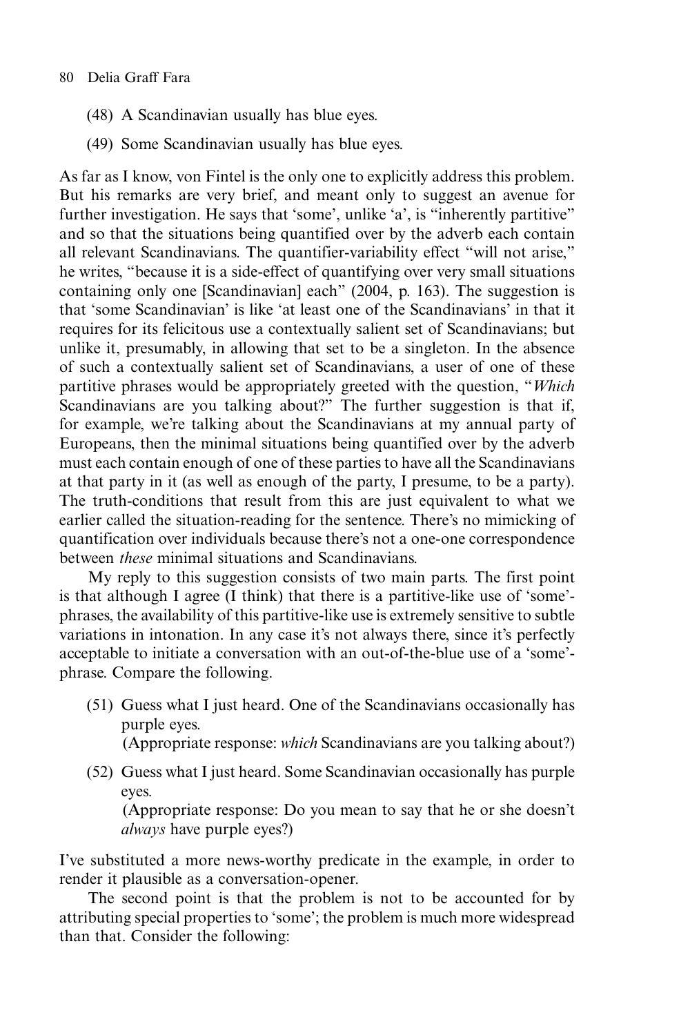(48) A Scandinavian usually has blue eyes.

(49) Some Scandinavian usually has blue eyes.

As far as I know, von Fintel is the only one to explicitly address this problem. But his remarks are very brief, and meant only to suggest an avenue for further investigation. He says that 'some', unlike 'a', is "inherently partitive" and so that the situations being quantified over by the adverb each contain all relevant Scandinavians. The quantifier-variability effect "will not arise," he writes, "because it is a side-effect of quantifying over very small situations containing only one [Scandinavian] each" (2004, p. 163). The suggestion is that 'some Scandinavian' is like 'at least one of the Scandinavians' in that it requires for its felicitous use a contextually salient set of Scandinavians; but unlike it, presumably, in allowing that set to be a singleton. In the absence of such a contextually salient set of Scandinavians, a user of one of these partitive phrases would be appropriately greeted with the question, "*Which* Scandinavians are you talking about?" The further suggestion is that if, for example, we're talking about the Scandinavians at my annual party of Europeans, then the minimal situations being quantified over by the adverb must each contain enough of one of these parties to have all the Scandinavians at that party in it (as well as enough of the party, I presume, to be a party). The truth-conditions that result from this are just equivalent to what we earlier called the situation-reading for the sentence. There's no mimicking of quantification over individuals because there's not a one-one correspondence between *these* minimal situations and Scandinavians.

My reply to this suggestion consists of two main parts. The first point is that although I agree (I think) that there is a partitive-like use of 'some'-phrases, the availability of this partitive-like use is extremely sensitive to subtle variations in intonation. In any case it's not always there, since it's perfectly acceptable to initiate a conversation with an out-of-the-blue use of a 'some'-phrase. Compare the following.

(51) Guess what I just heard. One of the Scandinavians occasionally has purple eyes.
(Appropriate response: *which* Scandinavians are you talking about?)

(52) Guess what I just heard. Some Scandinavian occasionally has purple eyes.
(Appropriate response: Do you mean to say that he or she doesn't *always* have purple eyes?)

I've substituted a more news-worthy predicate in the example, in order to render it plausible as a conversation-opener.

The second point is that the problem is not to be accounted for by attributing special properties to 'some'; the problem is much more widespread than that. Consider the following: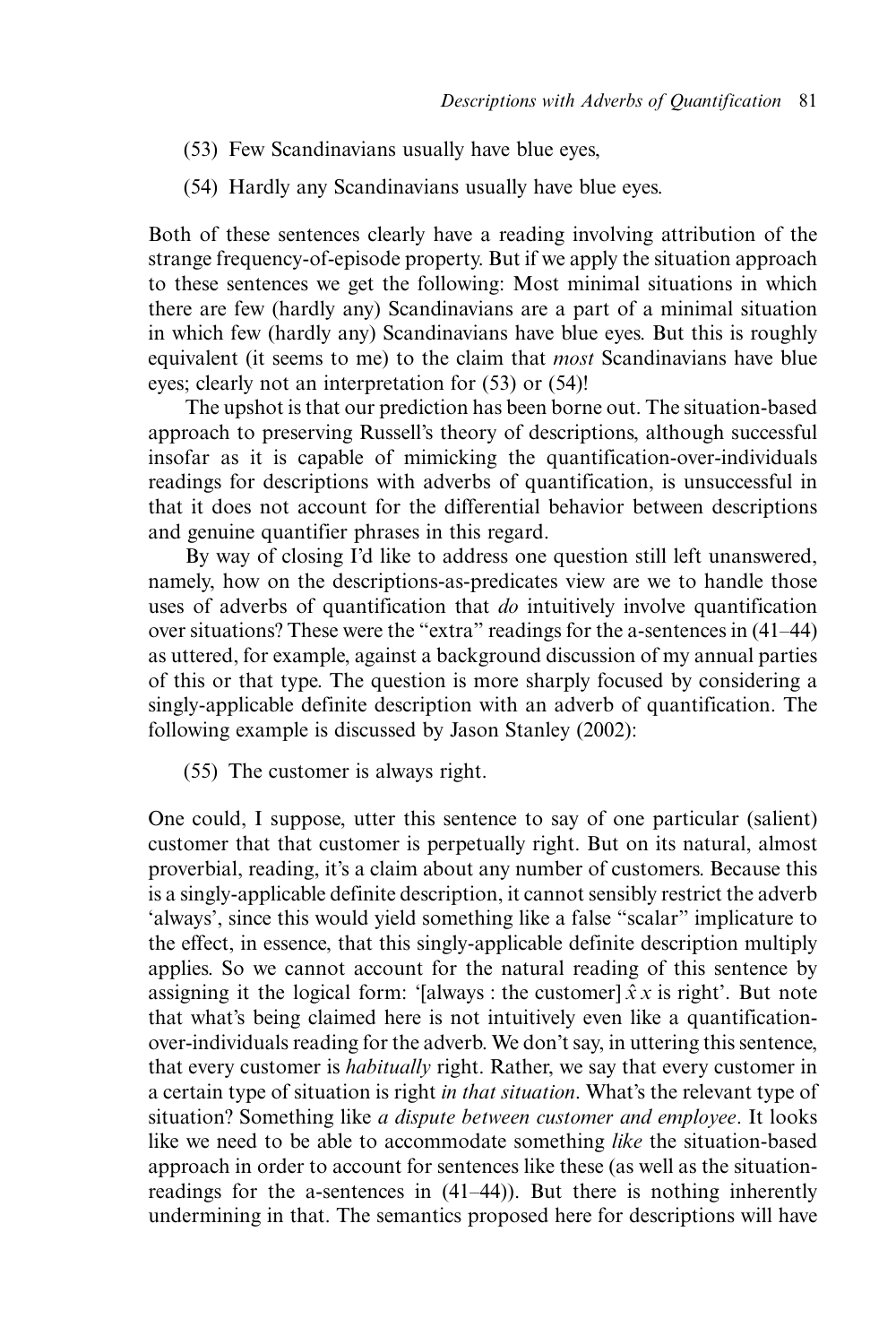(53) Few Scandinavians usually have blue eyes,

(54) Hardly any Scandinavians usually have blue eyes.

Both of these sentences clearly have a reading involving attribution of the strange frequency-of-episode property. But if we apply the situation approach to these sentences we get the following: Most minimal situations in which there are few (hardly any) Scandinavians are a part of a minimal situation in which few (hardly any) Scandinavians have blue eyes. But this is roughly equivalent (it seems to me) to the claim that *most* Scandinavians have blue eyes; clearly not an interpretation for (53) or (54)!

The upshot is that our prediction has been borne out. The situation-based approach to preserving Russell's theory of descriptions, although successful insofar as it is capable of mimicking the quantification-over-individuals readings for descriptions with adverbs of quantification, is unsuccessful in that it does not account for the differential behavior between descriptions and genuine quantifier phrases in this regard.

By way of closing I'd like to address one question still left unanswered, namely, how on the descriptions-as-predicates view are we to handle those uses of adverbs of quantification that *do* intuitively involve quantification over situations? These were the "extra" readings for the a-sentences in (41–44) as uttered, for example, against a background discussion of my annual parties of this or that type. The question is more sharply focused by considering a singly-applicable definite description with an adverb of quantification. The following example is discussed by Jason Stanley (2002):

(55) The customer is always right.

One could, I suppose, utter this sentence to say of one particular (salient) customer that that customer is perpetually right. But on its natural, almost proverbial, reading, it's a claim about any number of customers. Because this is a singly-applicable definite description, it cannot sensibly restrict the adverb 'always', since this would yield something like a false "scalar" implicature to the effect, in essence, that this singly-applicable definite description multiply applies. So we cannot account for the natural reading of this sentence by assigning it the logical form: '[always : the customer] $\hat{x}\, x$ is right'. But note that what's being claimed here is not intuitively even like a quantification-over-individuals reading for the adverb. We don't say, in uttering this sentence, that every customer is *habitually* right. Rather, we say that every customer in a certain type of situation is right *in that situation*. What's the relevant type of situation? Something like *a dispute between customer and employee*. It looks like we need to be able to accommodate something *like* the situation-based approach in order to account for sentences like these (as well as the situation-readings for the a-sentences in (41–44)). But there is nothing inherently undermining in that. The semantics proposed here for descriptions will have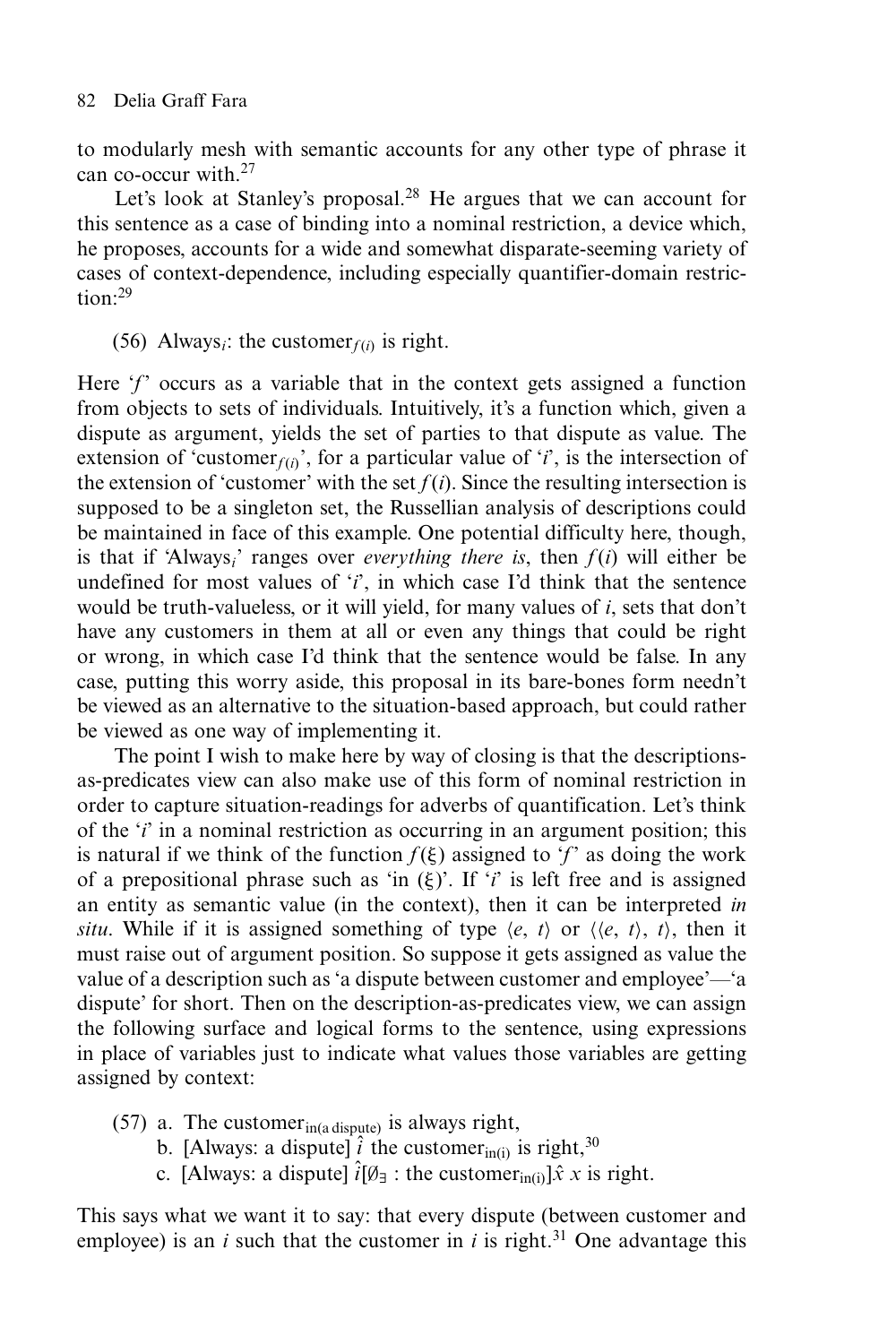to modularly mesh with semantic accounts for any other type of phrase it can co-occur with.[27]

Let's look at Stanley's proposal.[28] He argues that we can account for this sentence as a case of binding into a nominal restriction, a device which, he proposes, accounts for a wide and somewhat disparate-seeming variety of cases of context-dependence, including especially quantifier-domain restriction:[29]

(56) Always$_i$: the customer$_{f(i)}$ is right.

Here '$f$' occurs as a variable that in the context gets assigned a function from objects to sets of individuals. Intuitively, it's a function which, given a dispute as argument, yields the set of parties to that dispute as value. The extension of 'customer$_{f(i)}$', for a particular value of '$i$', is the intersection of the extension of 'customer' with the set $f(i)$. Since the resulting intersection is supposed to be a singleton set, the Russellian analysis of descriptions could be maintained in face of this example. One potential difficulty here, though, is that if 'Always$_i$' ranges over *everything there is*, then $f(i)$ will either be undefined for most values of '$i$', in which case I'd think that the sentence would be truth-valueless, or it will yield, for many values of $i$, sets that don't have any customers in them at all or even any things that could be right or wrong, in which case I'd think that the sentence would be false. In any case, putting this worry aside, this proposal in its bare-bones form needn't be viewed as an alternative to the situation-based approach, but could rather be viewed as one way of implementing it.

The point I wish to make here by way of closing is that the descriptions-as-predicates view can also make use of this form of nominal restriction in order to capture situation-readings for adverbs of quantification. Let's think of the '$i$' in a nominal restriction as occurring in an argument position; this is natural if we think of the function $f(\xi)$ assigned to '$f$' as doing the work of a prepositional phrase such as 'in ($\xi$)'. If '$i$' is left free and is assigned an entity as semantic value (in the context), then it can be interpreted *in situ*. While if it is assigned something of type $\langle e, t\rangle$ or $\langle\langle e, t\rangle, t\rangle$, then it must raise out of argument position. So suppose it gets assigned as value the value of a description such as 'a dispute between customer and employee'—'a dispute' for short. Then on the description-as-predicates view, we can assign the following surface and logical forms to the sentence, using expressions in place of variables just to indicate what values those variables are getting assigned by context:

(57) a. The customer$_{\text{in(a dispute)}}$ is always right,
b. [Always: a dispute] $\hat{i}$ the customer$_{\text{in(i)}}$ is right,[30]
c. [Always: a dispute] $\hat{i}[\emptyset_\exists$ : the customer$_{\text{in(i)}}]\hat{x}$ $x$ is right.

This says what we want it to say: that every dispute (between customer and employee) is an $i$ such that the customer in $i$ is right.[31] One advantage this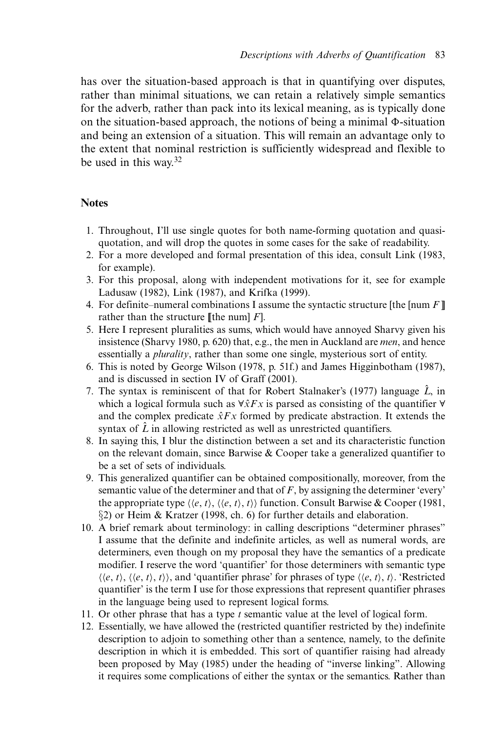has over the situation-based approach is that in quantifying over disputes, rather than minimal situations, we can retain a relatively simple semantics for the adverb, rather than pack into its lexical meaning, as is typically done on the situation-based approach, the notions of being a minimal $\Phi$-situation and being an extension of a situation. This will remain an advantage only to the extent that nominal restriction is sufficiently widespread and flexible to be used in this way.[32]

## Notes

1. Throughout, I'll use single quotes for both name-forming quotation and quasi-quotation, and will drop the quotes in some cases for the sake of readability.
2. For a more developed and formal presentation of this idea, consult Link (1983, for example).
3. For this proposal, along with independent motivations for it, see for example Ladusaw (1982), Link (1987), and Krifka (1999).
4. For definite–numeral combinations I assume the syntactic structure [the [num $F$]] rather than the structure [[the num] $F$].
5. Here I represent pluralities as sums, which would have annoyed Sharvy given his insistence (Sharvy 1980, p. 620) that, e.g., the men in Auckland are *men*, and hence essentially a *plurality*, rather than some one single, mysterious sort of entity.
6. This is noted by George Wilson (1978, p. 51f.) and James Higginbotham (1987), and is discussed in section IV of Graff (2001).
7. The syntax is reminiscent of that for Robert Stalnaker's (1977) language $\hat{L}$, in which a logical formula such as $\forall \hat{x} Fx$ is parsed as consisting of the quantifier $\forall$ and the complex predicate $\hat{x}Fx$ formed by predicate abstraction. It extends the syntax of $\hat{L}$ in allowing restricted as well as unrestricted quantifiers.
8. In saying this, I blur the distinction between a set and its characteristic function on the relevant domain, since Barwise & Cooper take a generalized quantifier to be a set of sets of individuals.
9. This generalized quantifier can be obtained compositionally, moreover, from the semantic value of the determiner and that of $F$, by assigning the determiner 'every' the appropriate type $\langle\langle e, t\rangle, \langle\langle e, t\rangle, t\rangle\rangle$ function. Consult Barwise & Cooper (1981, §2) or Heim & Kratzer (1998, ch. 6) for further details and elaboration.
10. A brief remark about terminology: in calling descriptions "determiner phrases" I assume that the definite and indefinite articles, as well as numeral words, are determiners, even though on my proposal they have the semantics of a predicate modifier. I reserve the word 'quantifier' for those determiners with semantic type $\langle\langle e, t\rangle, \langle\langle e, t\rangle, t\rangle\rangle$, and 'quantifier phrase' for phrases of type $\langle\langle e, t\rangle, t\rangle$. 'Restricted quantifier' is the term I use for those expressions that represent quantifier phrases in the language being used to represent logical forms.
11. Or other phrase that has a type $t$ semantic value at the level of logical form.
12. Essentially, we have allowed the (restricted quantifier restricted by the) indefinite description to adjoin to something other than a sentence, namely, to the definite description in which it is embedded. This sort of quantifier raising had already been proposed by May (1985) under the heading of "inverse linking". Allowing it requires some complications of either the syntax or the semantics. Rather than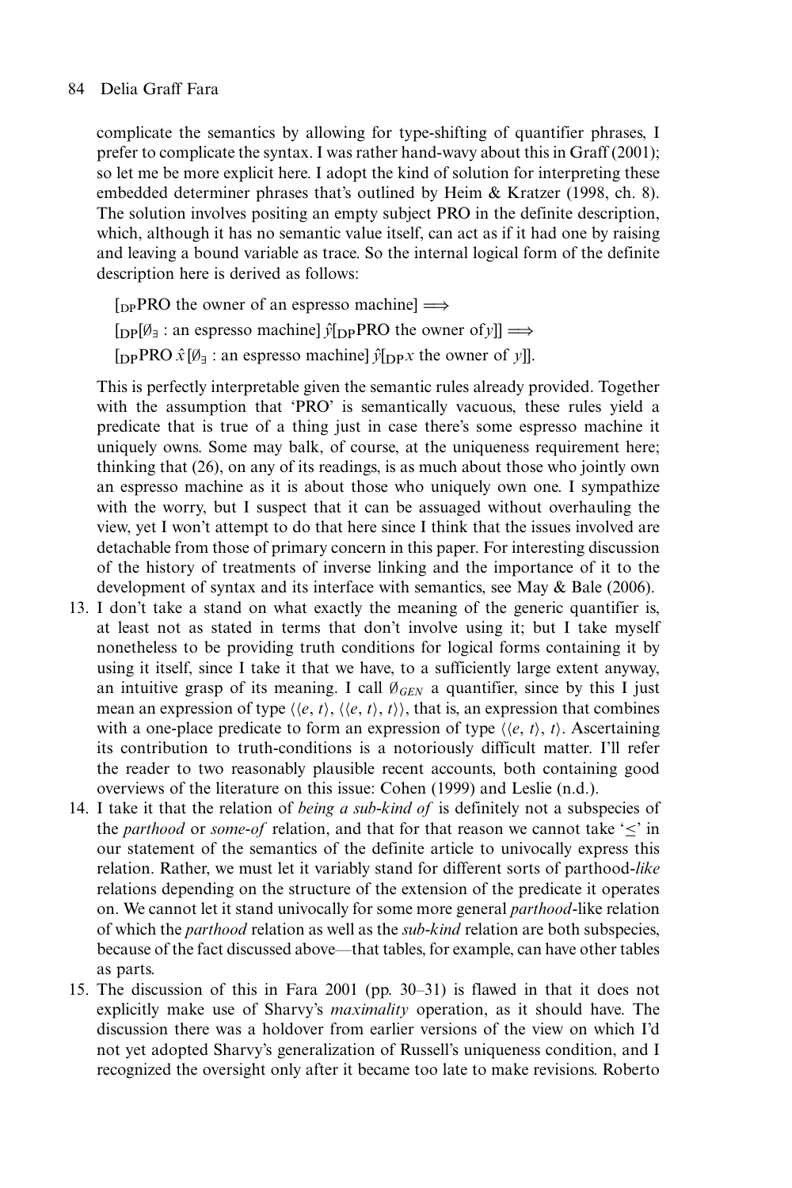complicate the semantics by allowing for type-shifting of quantifier phrases, I prefer to complicate the syntax. I was rather hand-wavy about this in Graff (2001); so let me be more explicit here. I adopt the kind of solution for interpreting these embedded determiner phrases that's outlined by Heim & Kratzer (1998, ch. 8). The solution involves positing an empty subject PRO in the definite description, which, although it has no semantic value itself, can act as if it had one by raising and leaving a bound variable as trace. So the internal logical form of the definite description here is derived as follows:

$[_{\text{DP}}$PRO the owner of an espresso machine$]$ $\Longrightarrow$

$[_{\text{DP}}[\emptyset_{\exists}$ : an espresso machine$]\ \hat{y}[_{\text{DP}}$PRO the owner of $y]]$ $\Longrightarrow$

$[_{\text{DP}}$PRO $\hat{x}\,[\emptyset_{\exists}$ : an espresso machine$]\ \hat{y}[_{\text{DP}}x$ the owner of $y]]$.

This is perfectly interpretable given the semantic rules already provided. Together with the assumption that 'PRO' is semantically vacuous, these rules yield a predicate that is true of a thing just in case there's some espresso machine it uniquely owns. Some may balk, of course, at the uniqueness requirement here; thinking that (26), on any of its readings, is as much about those who jointly own an espresso machine as it is about those who uniquely own one. I sympathize with the worry, but I suspect that it can be assuaged without overhauling the view, yet I won't attempt to do that here since I think that the issues involved are detachable from those of primary concern in this paper. For interesting discussion of the history of treatments of inverse linking and the importance of it to the development of syntax and its interface with semantics, see May & Bale (2006).

13. I don't take a stand on what exactly the meaning of the generic quantifier is, at least not as stated in terms that don't involve using it; but I take myself nonetheless to be providing truth conditions for logical forms containing it by using it itself, since I take it that we have, to a sufficiently large extent anyway, an intuitive grasp of its meaning. I call $\emptyset_{GEN}$ a quantifier, since by this I just mean an expression of type $\langle\langle e, t\rangle, \langle\langle e, t\rangle, t\rangle\rangle$, that is, an expression that combines with a one-place predicate to form an expression of type $\langle\langle e, t\rangle, t\rangle$. Ascertaining its contribution to truth-conditions is a notoriously difficult matter. I'll refer the reader to two reasonably plausible recent accounts, both containing good overviews of the literature on this issue: Cohen (1999) and Leslie (n.d.).
14. I take it that the relation of *being a sub-kind of* is definitely not a subspecies of the *parthood* or *some-of* relation, and that for that reason we cannot take '$\leq$' in our statement of the semantics of the definite article to univocally express this relation. Rather, we must let it variably stand for different sorts of parthood-*like* relations depending on the structure of the extension of the predicate it operates on. We cannot let it stand univocally for some more general *parthood*-like relation of which the *parthood* relation as well as the *sub-kind* relation are both subspecies, because of the fact discussed above—that tables, for example, can have other tables as parts.
15. The discussion of this in Fara 2001 (pp. 30–31) is flawed in that it does not explicitly make use of Sharvy's *maximality* operation, as it should have. The discussion there was a holdover from earlier versions of the view on which I'd not yet adopted Sharvy's generalization of Russell's uniqueness condition, and I recognized the oversight only after it became too late to make revisions. Roberto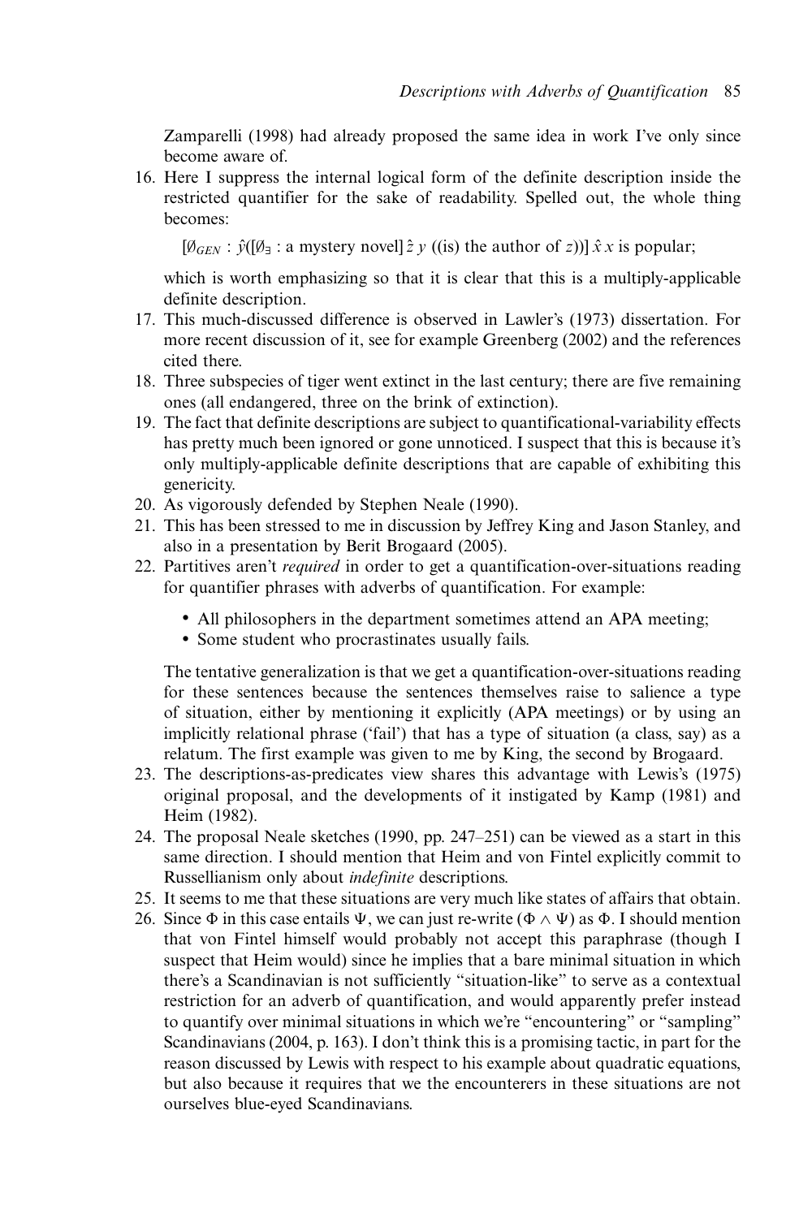Zamparelli (1998) had already proposed the same idea in work I've only since become aware of.

16. Here I suppress the internal logical form of the definite description inside the restricted quantifier for the sake of readability. Spelled out, the whole thing becomes:

    $[\emptyset_{GEN} : \hat{y}([\emptyset_{\exists} : \text{a mystery novel}]\, \hat{z}\, y \text{ ((is) the author of } z))]\, \hat{x}\, x \text{ is popular;}$

    which is worth emphasizing so that it is clear that this is a multiply-applicable definite description.
17. This much-discussed difference is observed in Lawler's (1973) dissertation. For more recent discussion of it, see for example Greenberg (2002) and the references cited there.
18. Three subspecies of tiger went extinct in the last century; there are five remaining ones (all endangered, three on the brink of extinction).
19. The fact that definite descriptions are subject to quantificational-variability effects has pretty much been ignored or gone unnoticed. I suspect that this is because it's only multiply-applicable definite descriptions that are capable of exhibiting this genericity.
20. As vigorously defended by Stephen Neale (1990).
21. This has been stressed to me in discussion by Jeffrey King and Jason Stanley, and also in a presentation by Berit Brogaard (2005).
22. Partitives aren't *required* in order to get a quantification-over-situations reading for quantifier phrases with adverbs of quantification. For example:

    - All philosophers in the department sometimes attend an APA meeting;
    - Some student who procrastinates usually fails.

    The tentative generalization is that we get a quantification-over-situations reading for these sentences because the sentences themselves raise to salience a type of situation, either by mentioning it explicitly (APA meetings) or by using an implicitly relational phrase ('fail') that has a type of situation (a class, say) as a relatum. The first example was given to me by King, the second by Brogaard.
23. The descriptions-as-predicates view shares this advantage with Lewis's (1975) original proposal, and the developments of it instigated by Kamp (1981) and Heim (1982).
24. The proposal Neale sketches (1990, pp. 247–251) can be viewed as a start in this same direction. I should mention that Heim and von Fintel explicitly commit to Russellianism only about *indefinite* descriptions.
25. It seems to me that these situations are very much like states of affairs that obtain.
26. Since $\Phi$ in this case entails $\Psi$, we can just re-write $(\Phi \wedge \Psi)$ as $\Phi$. I should mention that von Fintel himself would probably not accept this paraphrase (though I suspect that Heim would) since he implies that a bare minimal situation in which there's a Scandinavian is not sufficiently "situation-like" to serve as a contextual restriction for an adverb of quantification, and would apparently prefer instead to quantify over minimal situations in which we're "encountering" or "sampling" Scandinavians (2004, p. 163). I don't think this is a promising tactic, in part for the reason discussed by Lewis with respect to his example about quadratic equations, but also because it requires that we the encounterers in these situations are not ourselves blue-eyed Scandinavians.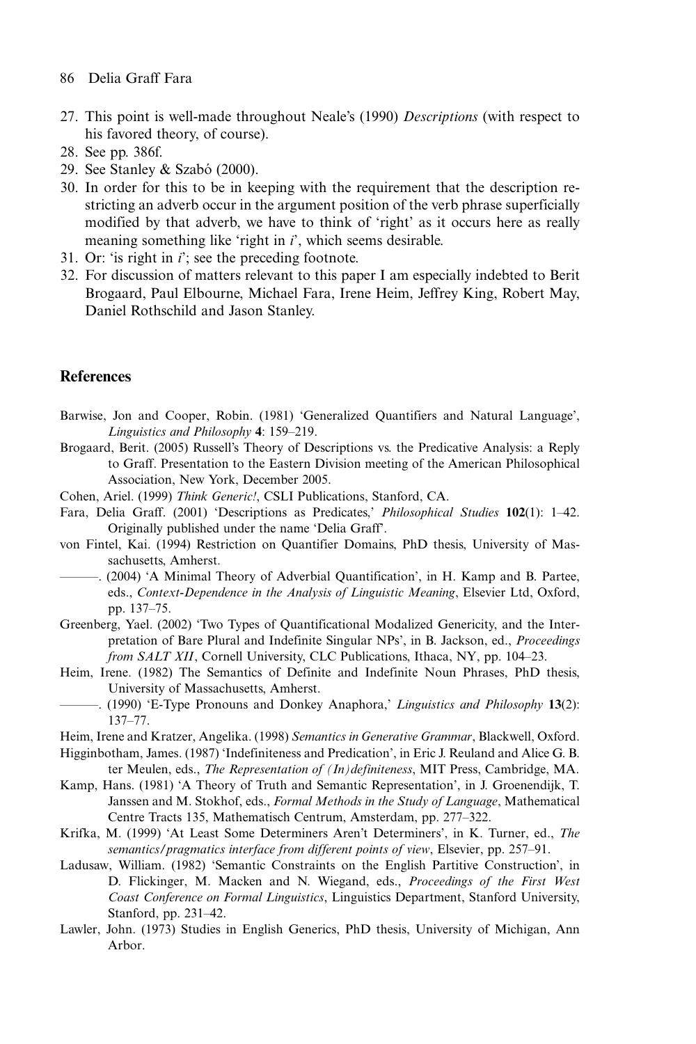27. This point is well-made throughout Neale's (1990) *Descriptions* (with respect to his favored theory, of course).
28. See pp. 386f.
29. See Stanley & Szabó (2000).
30. In order for this to be in keeping with the requirement that the description restricting an adverb occur in the argument position of the verb phrase superficially modified by that adverb, we have to think of 'right' as it occurs here as really meaning something like 'right in *i*', which seems desirable.
31. Or: 'is right in *i*'; see the preceding footnote.
32. For discussion of matters relevant to this paper I am especially indebted to Berit Brogaard, Paul Elbourne, Michael Fara, Irene Heim, Jeffrey King, Robert May, Daniel Rothschild and Jason Stanley.

## References

Barwise, Jon and Cooper, Robin. (1981) 'Generalized Quantifiers and Natural Language', *Linguistics and Philosophy* **4**: 159–219.

Brogaard, Berit. (2005) Russell's Theory of Descriptions vs. the Predicative Analysis: a Reply to Graff. Presentation to the Eastern Division meeting of the American Philosophical Association, New York, December 2005.

Cohen, Ariel. (1999) *Think Generic!*, CSLI Publications, Stanford, CA.

Fara, Delia Graff. (2001) 'Descriptions as Predicates,' *Philosophical Studies* **102**(1): 1–42. Originally published under the name 'Delia Graff'.

von Fintel, Kai. (1994) Restriction on Quantifier Domains, PhD thesis, University of Massachusetts, Amherst.

———. (2004) 'A Minimal Theory of Adverbial Quantification', in H. Kamp and B. Partee, eds., *Context-Dependence in the Analysis of Linguistic Meaning*, Elsevier Ltd, Oxford, pp. 137–75.

Greenberg, Yael. (2002) 'Two Types of Quantificational Modalized Genericity, and the Interpretation of Bare Plural and Indefinite Singular NPs', in B. Jackson, ed., *Proceedings from SALT XII*, Cornell University, CLC Publications, Ithaca, NY, pp. 104–23.

Heim, Irene. (1982) The Semantics of Definite and Indefinite Noun Phrases, PhD thesis, University of Massachusetts, Amherst.

———. (1990) 'E-Type Pronouns and Donkey Anaphora,' *Linguistics and Philosophy* **13**(2): 137–77.

Heim, Irene and Kratzer, Angelika. (1998) *Semantics in Generative Grammar*, Blackwell, Oxford.

Higginbotham, James. (1987) 'Indefiniteness and Predication', in Eric J. Reuland and Alice G. B. ter Meulen, eds., *The Representation of (In)definiteness*, MIT Press, Cambridge, MA.

Kamp, Hans. (1981) 'A Theory of Truth and Semantic Representation', in J. Groenendijk, T. Janssen and M. Stokhof, eds., *Formal Methods in the Study of Language*, Mathematical Centre Tracts 135, Mathematisch Centrum, Amsterdam, pp. 277–322.

Krifka, M. (1999) 'At Least Some Determiners Aren't Determiners', in K. Turner, ed., *The semantics/pragmatics interface from different points of view*, Elsevier, pp. 257–91.

Ladusaw, William. (1982) 'Semantic Constraints on the English Partitive Construction', in D. Flickinger, M. Macken and N. Wiegand, eds., *Proceedings of the First West Coast Conference on Formal Linguistics*, Linguistics Department, Stanford University, Stanford, pp. 231–42.

Lawler, John. (1973) Studies in English Generics, PhD thesis, University of Michigan, Ann Arbor.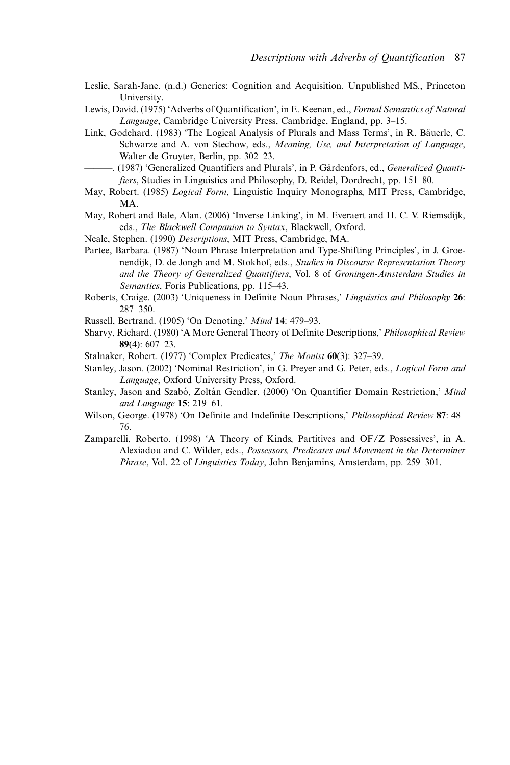Leslie, Sarah-Jane. (n.d.) Generics: Cognition and Acquisition. Unpublished MS., Princeton University.

Lewis, David. (1975) 'Adverbs of Quantification', in E. Keenan, ed., *Formal Semantics of Natural Language*, Cambridge University Press, Cambridge, England, pp. 3–15.

Link, Godehard. (1983) 'The Logical Analysis of Plurals and Mass Terms', in R. Bäuerle, C. Schwarze and A. von Stechow, eds., *Meaning, Use, and Interpretation of Language*, Walter de Gruyter, Berlin, pp. 302–23.

———. (1987) 'Generalized Quantifiers and Plurals', in P. Gärdenfors, ed., *Generalized Quantifiers*, Studies in Linguistics and Philosophy, D. Reidel, Dordrecht, pp. 151–80.

May, Robert. (1985) *Logical Form*, Linguistic Inquiry Monographs, MIT Press, Cambridge, MA.

May, Robert and Bale, Alan. (2006) 'Inverse Linking', in M. Everaert and H. C. V. Riemsdijk, eds., *The Blackwell Companion to Syntax*, Blackwell, Oxford.

Neale, Stephen. (1990) *Descriptions*, MIT Press, Cambridge, MA.

Partee, Barbara. (1987) 'Noun Phrase Interpretation and Type-Shifting Principles', in J. Groenendijk, D. de Jongh and M. Stokhof, eds., *Studies in Discourse Representation Theory and the Theory of Generalized Quantifiers*, Vol. 8 of *Groningen-Amsterdam Studies in Semantics*, Foris Publications, pp. 115–43.

Roberts, Craige. (2003) 'Uniqueness in Definite Noun Phrases,' *Linguistics and Philosophy* **26**: 287–350.

Russell, Bertrand. (1905) 'On Denoting,' *Mind* **14**: 479–93.

Sharvy, Richard. (1980) 'A More General Theory of Definite Descriptions,' *Philosophical Review* **89**(4): 607–23.

Stalnaker, Robert. (1977) 'Complex Predicates,' *The Monist* **60**(3): 327–39.

Stanley, Jason. (2002) 'Nominal Restriction', in G. Preyer and G. Peter, eds., *Logical Form and Language*, Oxford University Press, Oxford.

Stanley, Jason and Szabó, Zoltán Gendler. (2000) 'On Quantifier Domain Restriction,' *Mind and Language* **15**: 219–61.

Wilson, George. (1978) 'On Definite and Indefinite Descriptions,' *Philosophical Review* **87**: 48–76.

Zamparelli, Roberto. (1998) 'A Theory of Kinds, Partitives and OF/Z Possessives', in A. Alexiadou and C. Wilder, eds., *Possessors, Predicates and Movement in the Determiner Phrase*, Vol. 22 of *Linguistics Today*, John Benjamins, Amsterdam, pp. 259–301.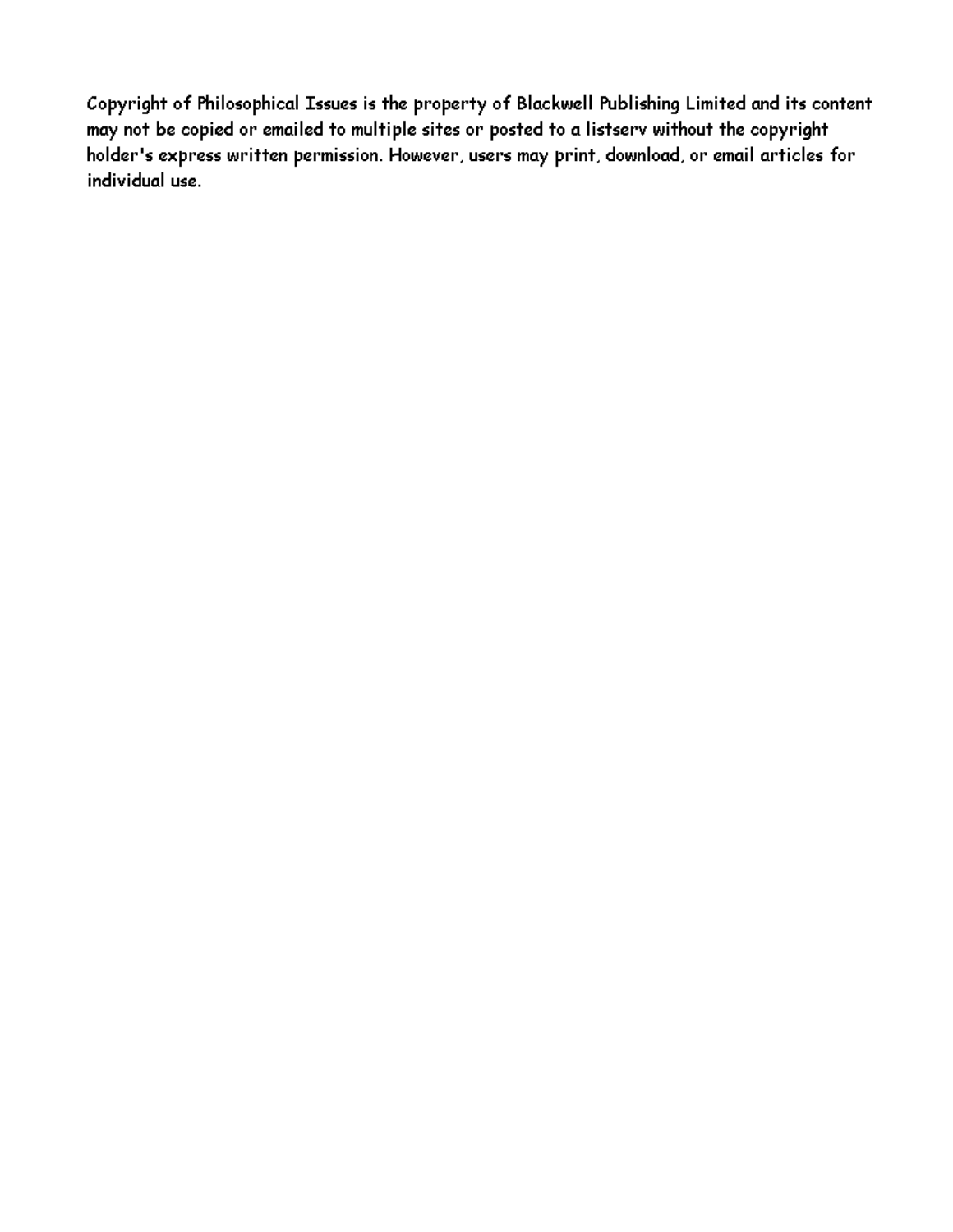Copyright of Philosophical Issues is the property of Blackwell Publishing Limited and its content may not be copied or emailed to multiple sites or posted to a listserv without the copyright holder's express written permission. However, users may print, download, or email articles for individual use.